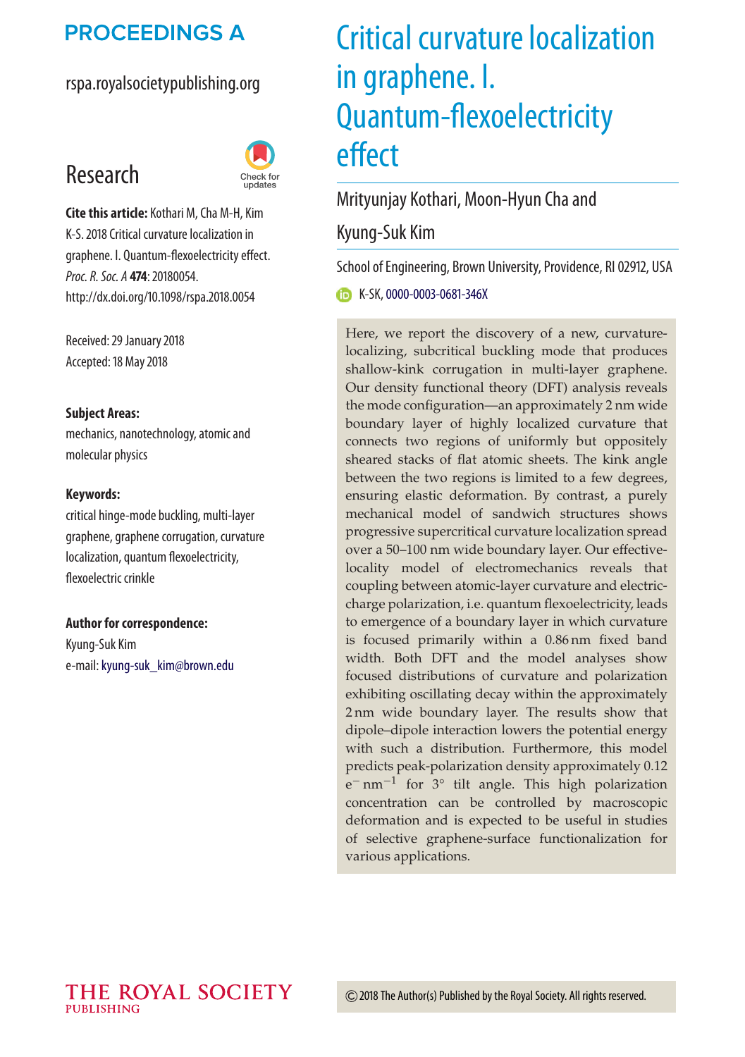PROCEEDINGS A

rspa.royalsocietypublishing.org

Research

**Cite this article:** Kothari M, Cha M-H, Kim K-S. 2018 Critical curvature localization in graphene. I. Quantum-flexoelectricity effect. *Proc. R. Soc. A* **474**: 20180054. http://dx.doi.org/10.1098/rspa.2018.0054

Received: 29 January 2018
Accepted: 18 May 2018

**Subject Areas:**
mechanics, nanotechnology, atomic and molecular physics

**Keywords:**
critical hinge-mode buckling, multi-layer graphene, graphene corrugation, curvature localization, quantum flexoelectricity, flexoelectric crinkle

**Author for correspondence:**
Kyung-Suk Kim
e-mail: kyung-suk_kim@brown.edu

# Critical curvature localization in graphene. I. Quantum-flexoelectricity effect

Mrityunjay Kothari, Moon-Hyun Cha and Kyung-Suk Kim

School of Engineering, Brown University, Providence, RI 02912, USA

K-SK, 0000-0003-0681-346X

Here, we report the discovery of a new, curvature-localizing, subcritical buckling mode that produces shallow-kink corrugation in multi-layer graphene. Our density functional theory (DFT) analysis reveals the mode configuration—an approximately 2 nm wide boundary layer of highly localized curvature that connects two regions of uniformly but oppositely sheared stacks of flat atomic sheets. The kink angle between the two regions is limited to a few degrees, ensuring elastic deformation. By contrast, a purely mechanical model of sandwich structures shows progressive supercritical curvature localization spread over a 50–100 nm wide boundary layer. Our effective-locality model of electromechanics reveals that coupling between atomic-layer curvature and electric-charge polarization, i.e. quantum flexoelectricity, leads to emergence of a boundary layer in which curvature is focused primarily within a 0.86 nm fixed band width. Both DFT and the model analyses show focused distributions of curvature and polarization exhibiting oscillating decay within the approximately 2 nm wide boundary layer. The results show that dipole–dipole interaction lowers the potential energy with such a distribution. Furthermore, this model predicts peak-polarization density approximately 0.12 $e^{-}\,\mathrm{nm}^{-1}$ for 3° tilt angle. This high polarization concentration can be controlled by macroscopic deformation and is expected to be useful in studies of selective graphene-surface functionalization for various applications.

© 2018 The Author(s) Published by the Royal Society. All rights reserved.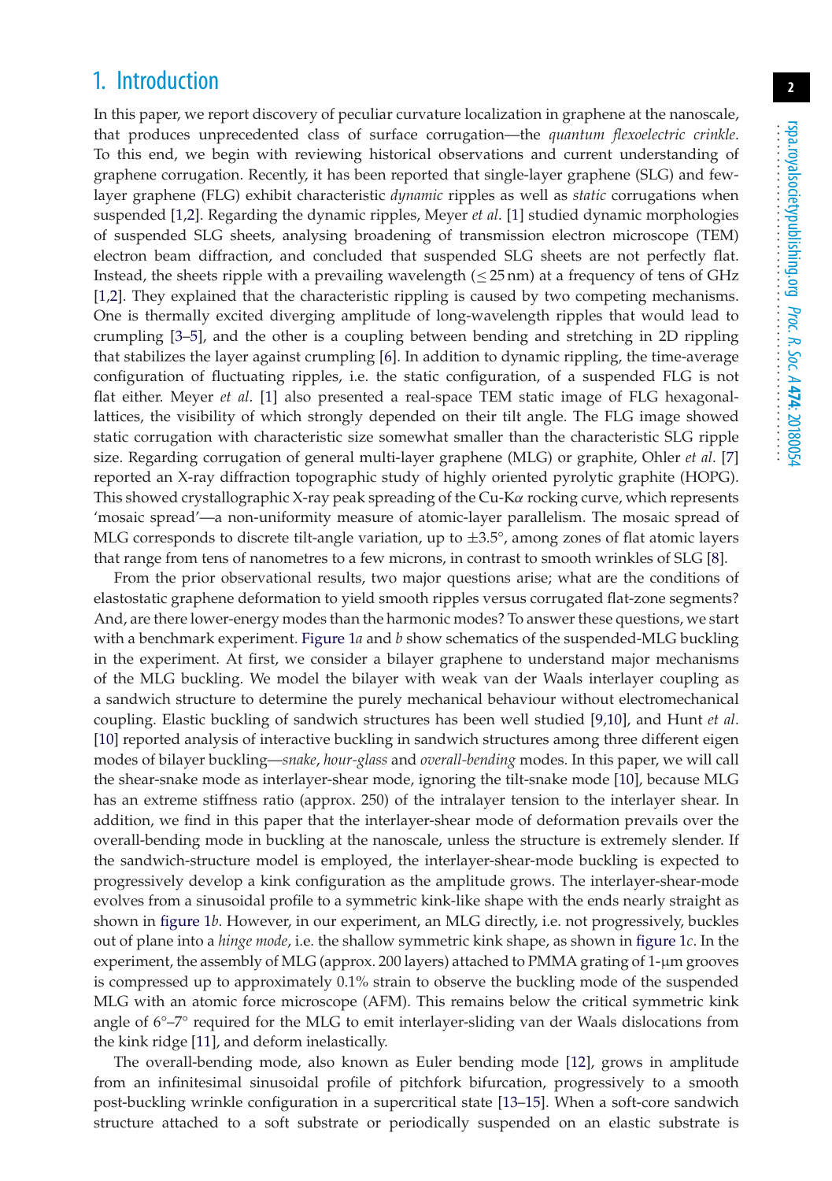## 1. Introduction

In this paper, we report discovery of peculiar curvature localization in graphene at the nanoscale, that produces unprecedented class of surface corrugation—the *quantum flexoelectric crinkle*. To this end, we begin with reviewing historical observations and current understanding of graphene corrugation. Recently, it has been reported that single-layer graphene (SLG) and few-layer graphene (FLG) exhibit characteristic *dynamic* ripples as well as *static* corrugations when suspended [1,2]. Regarding the dynamic ripples, Meyer *et al*. [1] studied dynamic morphologies of suspended SLG sheets, analysing broadening of transmission electron microscope (TEM) electron beam diffraction, and concluded that suspended SLG sheets are not perfectly flat. Instead, the sheets ripple with a prevailing wavelength ($\leq 25$ nm) at a frequency of tens of GHz [1,2]. They explained that the characteristic rippling is caused by two competing mechanisms. One is thermally excited diverging amplitude of long-wavelength ripples that would lead to crumpling [3–5], and the other is a coupling between bending and stretching in 2D rippling that stabilizes the layer against crumpling [6]. In addition to dynamic rippling, the time-average configuration of fluctuating ripples, i.e. the static configuration, of a suspended FLG is not flat either. Meyer *et al*. [1] also presented a real-space TEM static image of FLG hexagonal-lattices, the visibility of which strongly depended on their tilt angle. The FLG image showed static corrugation with characteristic size somewhat smaller than the characteristic SLG ripple size. Regarding corrugation of general multi-layer graphene (MLG) or graphite, Ohler *et al*. [7] reported an X-ray diffraction topographic study of highly oriented pyrolytic graphite (HOPG). This showed crystallographic X-ray peak spreading of the Cu-K$\alpha$ rocking curve, which represents 'mosaic spread'—a non-uniformity measure of atomic-layer parallelism. The mosaic spread of MLG corresponds to discrete tilt-angle variation, up to $\pm 3.5°$, among zones of flat atomic layers that range from tens of nanometres to a few microns, in contrast to smooth wrinkles of SLG [8].

From the prior observational results, two major questions arise; what are the conditions of elastostatic graphene deformation to yield smooth ripples versus corrugated flat-zone segments? And, are there lower-energy modes than the harmonic modes? To answer these questions, we start with a benchmark experiment. Figure 1*a* and *b* show schematics of the suspended-MLG buckling in the experiment. At first, we consider a bilayer graphene to understand major mechanisms of the MLG buckling. We model the bilayer with weak van der Waals interlayer coupling as a sandwich structure to determine the purely mechanical behaviour without electromechanical coupling. Elastic buckling of sandwich structures has been well studied [9,10], and Hunt *et al*. [10] reported analysis of interactive buckling in sandwich structures among three different eigen modes of bilayer buckling—*snake*, *hour-glass* and *overall-bending* modes. In this paper, we will call the shear-snake mode as interlayer-shear mode, ignoring the tilt-snake mode [10], because MLG has an extreme stiffness ratio (approx. 250) of the intralayer tension to the interlayer shear. In addition, we find in this paper that the interlayer-shear mode of deformation prevails over the overall-bending mode in buckling at the nanoscale, unless the structure is extremely slender. If the sandwich-structure model is employed, the interlayer-shear-mode buckling is expected to progressively develop a kink configuration as the amplitude grows. The interlayer-shear-mode evolves from a sinusoidal profile to a symmetric kink-like shape with the ends nearly straight as shown in figure 1*b*. However, in our experiment, an MLG directly, i.e. not progressively, buckles out of plane into a *hinge mode*, i.e. the shallow symmetric kink shape, as shown in figure 1*c*. In the experiment, the assembly of MLG (approx. 200 layers) attached to PMMA grating of 1-µm grooves is compressed up to approximately 0.1% strain to observe the buckling mode of the suspended MLG with an atomic force microscope (AFM). This remains below the critical symmetric kink angle of 6°–7° required for the MLG to emit interlayer-sliding van der Waals dislocations from the kink ridge [11], and deform inelastically.

The overall-bending mode, also known as Euler bending mode [12], grows in amplitude from an infinitesimal sinusoidal profile of pitchfork bifurcation, progressively to a smooth post-buckling wrinkle configuration in a supercritical state [13–15]. When a soft-core sandwich structure attached to a soft substrate or periodically suspended on an elastic substrate is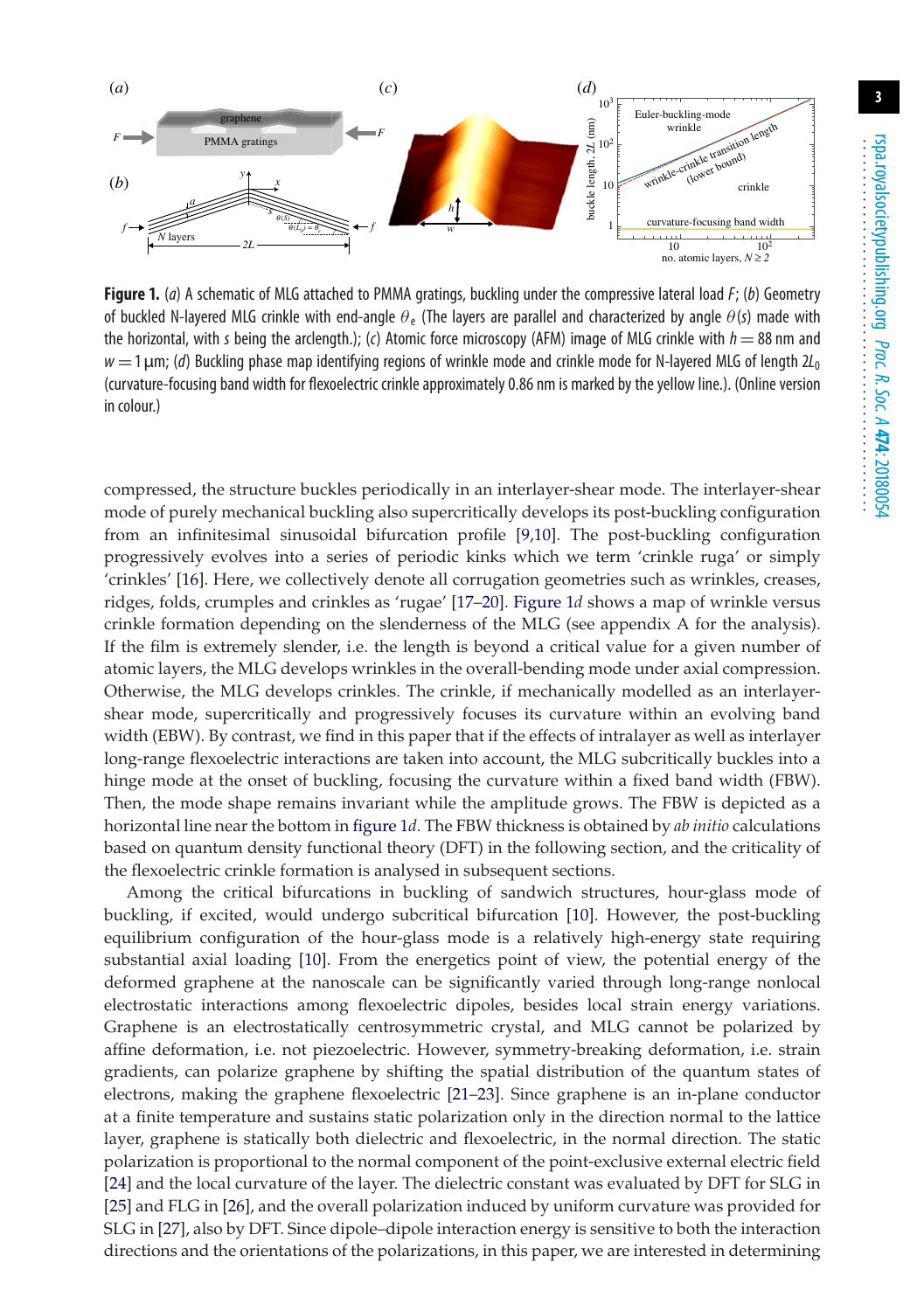**Figure 1.** (*a*) A schematic of MLG attached to PMMA gratings, buckling under the compressive lateral load $F$; (*b*) Geometry of buckled N-layered MLG crinkle with end-angle $\theta_e$ (The layers are parallel and characterized by angle $\theta(s)$ made with the horizontal, with $s$ being the arclength.); (*c*) Atomic force microscopy (AFM) image of MLG crinkle with $h = 88$ nm and $w = 1\,\mu$m; (*d*) Buckling phase map identifying regions of wrinkle mode and crinkle mode for N-layered MLG of length $2L_0$ (curvature-focusing band width for flexoelectric crinkle approximately 0.86 nm is marked by the yellow line.). (Online version in colour.)

compressed, the structure buckles periodically in an interlayer-shear mode. The interlayer-shear mode of purely mechanical buckling also supercritically develops its post-buckling configuration from an infinitesimal sinusoidal bifurcation profile [9,10]. The post-buckling configuration progressively evolves into a series of periodic kinks which we term 'crinkle ruga' or simply 'crinkles' [16]. Here, we collectively denote all corrugation geometries such as wrinkles, creases, ridges, folds, crumples and crinkles as 'rugae' [17–20]. Figure 1*d* shows a map of wrinkle versus crinkle formation depending on the slenderness of the MLG (see appendix A for the analysis). If the film is extremely slender, i.e. the length is beyond a critical value for a given number of atomic layers, the MLG develops wrinkles in the overall-bending mode under axial compression. Otherwise, the MLG develops crinkles. The crinkle, if mechanically modelled as an interlayer-shear mode, supercritically and progressively focuses its curvature within an evolving band width (EBW). By contrast, we find in this paper that if the effects of intralayer as well as interlayer long-range flexoelectric interactions are taken into account, the MLG subcritically buckles into a hinge mode at the onset of buckling, focusing the curvature within a fixed band width (FBW). Then, the mode shape remains invariant while the amplitude grows. The FBW is depicted as a horizontal line near the bottom in figure 1*d*. The FBW thickness is obtained by *ab initio* calculations based on quantum density functional theory (DFT) in the following section, and the criticality of the flexoelectric crinkle formation is analysed in subsequent sections.

Among the critical bifurcations in buckling of sandwich structures, hour-glass mode of buckling, if excited, would undergo subcritical bifurcation [10]. However, the post-buckling equilibrium configuration of the hour-glass mode is a relatively high-energy state requiring substantial axial loading [10]. From the energetics point of view, the potential energy of the deformed graphene at the nanoscale can be significantly varied through long-range nonlocal electrostatic interactions among flexoelectric dipoles, besides local strain energy variations. Graphene is an electrostatically centrosymmetric crystal, and MLG cannot be polarized by affine deformation, i.e. not piezoelectric. However, symmetry-breaking deformation, i.e. strain gradients, can polarize graphene by shifting the spatial distribution of the quantum states of electrons, making the graphene flexoelectric [21–23]. Since graphene is an in-plane conductor at a finite temperature and sustains static polarization only in the direction normal to the lattice layer, graphene is statically both dielectric and flexoelectric, in the normal direction. The static polarization is proportional to the normal component of the point-exclusive external electric field [24] and the local curvature of the layer. The dielectric constant was evaluated by DFT for SLG in [25] and FLG in [26], and the overall polarization induced by uniform curvature was provided for SLG in [27], also by DFT. Since dipole–dipole interaction energy is sensitive to both the interaction directions and the orientations of the polarizations, in this paper, we are interested in determining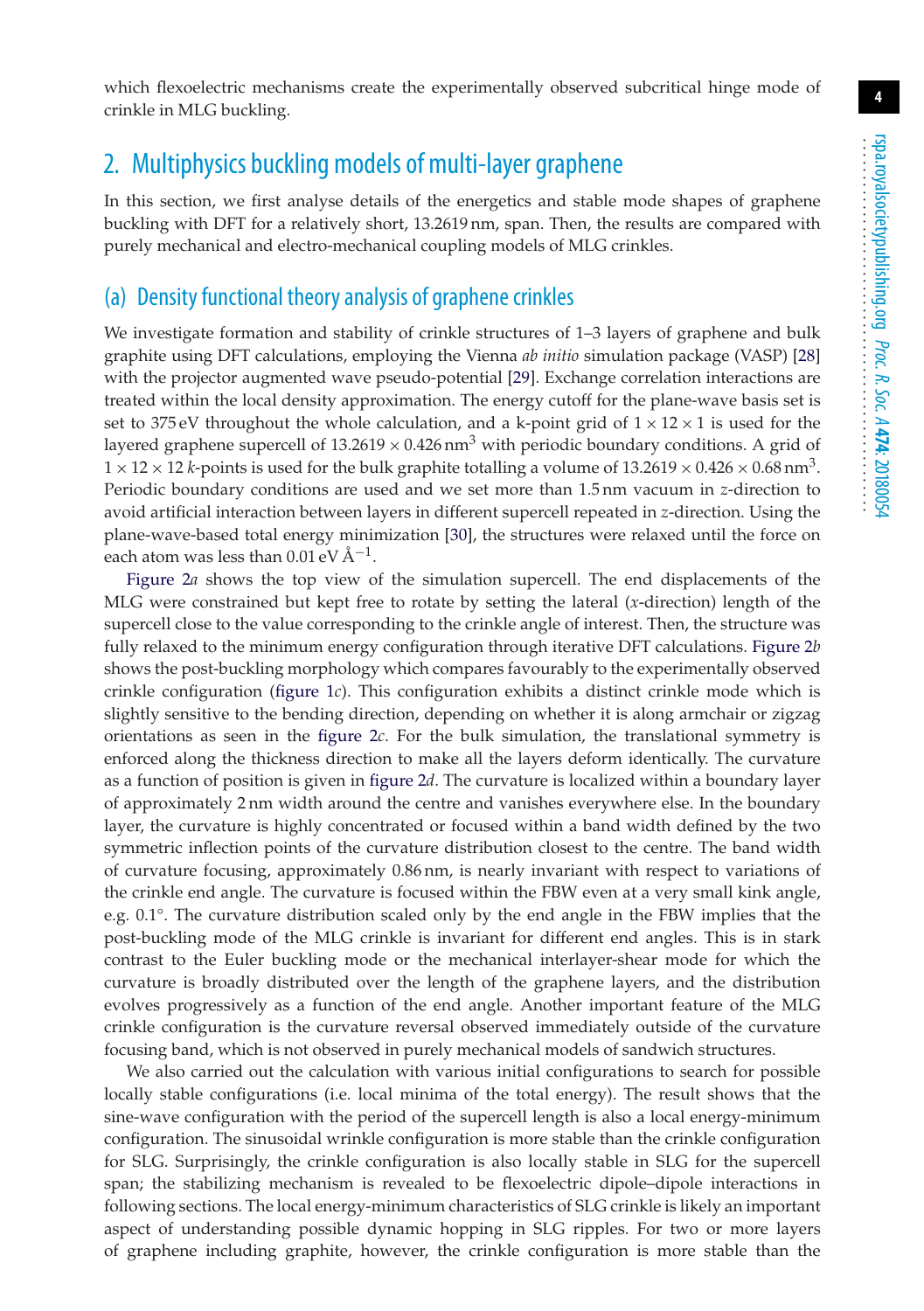which flexoelectric mechanisms create the experimentally observed subcritical hinge mode of crinkle in MLG buckling.

## 2. Multiphysics buckling models of multi-layer graphene

In this section, we first analyse details of the energetics and stable mode shapes of graphene buckling with DFT for a relatively short, 13.2619 nm, span. Then, the results are compared with purely mechanical and electro-mechanical coupling models of MLG crinkles.

### (a) Density functional theory analysis of graphene crinkles

We investigate formation and stability of crinkle structures of 1–3 layers of graphene and bulk graphite using DFT calculations, employing the Vienna *ab initio* simulation package (VASP) [28] with the projector augmented wave pseudo-potential [29]. Exchange correlation interactions are treated within the local density approximation. The energy cutoff for the plane-wave basis set is set to 375 eV throughout the whole calculation, and a k-point grid of $1 \times 12 \times 1$ is used for the layered graphene supercell of $13.2619 \times 0.426\,\mathrm{nm}^3$ with periodic boundary conditions. A grid of $1 \times 12 \times 12$ *k*-points is used for the bulk graphite totalling a volume of $13.2619 \times 0.426 \times 0.68\,\mathrm{nm}^3$. Periodic boundary conditions are used and we set more than 1.5 nm vacuum in *z*-direction to avoid artificial interaction between layers in different supercell repeated in *z*-direction. Using the plane-wave-based total energy minimization [30], the structures were relaxed until the force on each atom was less than $0.01\,\mathrm{eV\,Å^{-1}}$.

Figure 2*a* shows the top view of the simulation supercell. The end displacements of the MLG were constrained but kept free to rotate by setting the lateral (*x*-direction) length of the supercell close to the value corresponding to the crinkle angle of interest. Then, the structure was fully relaxed to the minimum energy configuration through iterative DFT calculations. Figure 2*b* shows the post-buckling morphology which compares favourably to the experimentally observed crinkle configuration (figure 1*c*). This configuration exhibits a distinct crinkle mode which is slightly sensitive to the bending direction, depending on whether it is along armchair or zigzag orientations as seen in the figure 2*c*. For the bulk simulation, the translational symmetry is enforced along the thickness direction to make all the layers deform identically. The curvature as a function of position is given in figure 2*d*. The curvature is localized within a boundary layer of approximately 2 nm width around the centre and vanishes everywhere else. In the boundary layer, the curvature is highly concentrated or focused within a band width defined by the two symmetric inflection points of the curvature distribution closest to the centre. The band width of curvature focusing, approximately 0.86 nm, is nearly invariant with respect to variations of the crinkle end angle. The curvature is focused within the FBW even at a very small kink angle, e.g. 0.1°. The curvature distribution scaled only by the end angle in the FBW implies that the post-buckling mode of the MLG crinkle is invariant for different end angles. This is in stark contrast to the Euler buckling mode or the mechanical interlayer-shear mode for which the curvature is broadly distributed over the length of the graphene layers, and the distribution evolves progressively as a function of the end angle. Another important feature of the MLG crinkle configuration is the curvature reversal observed immediately outside of the curvature focusing band, which is not observed in purely mechanical models of sandwich structures.

We also carried out the calculation with various initial configurations to search for possible locally stable configurations (i.e. local minima of the total energy). The result shows that the sine-wave configuration with the period of the supercell length is also a local energy-minimum configuration. The sinusoidal wrinkle configuration is more stable than the crinkle configuration for SLG. Surprisingly, the crinkle configuration is also locally stable in SLG for the supercell span; the stabilizing mechanism is revealed to be flexoelectric dipole–dipole interactions in following sections. The local energy-minimum characteristics of SLG crinkle is likely an important aspect of understanding possible dynamic hopping in SLG ripples. For two or more layers of graphene including graphite, however, the crinkle configuration is more stable than the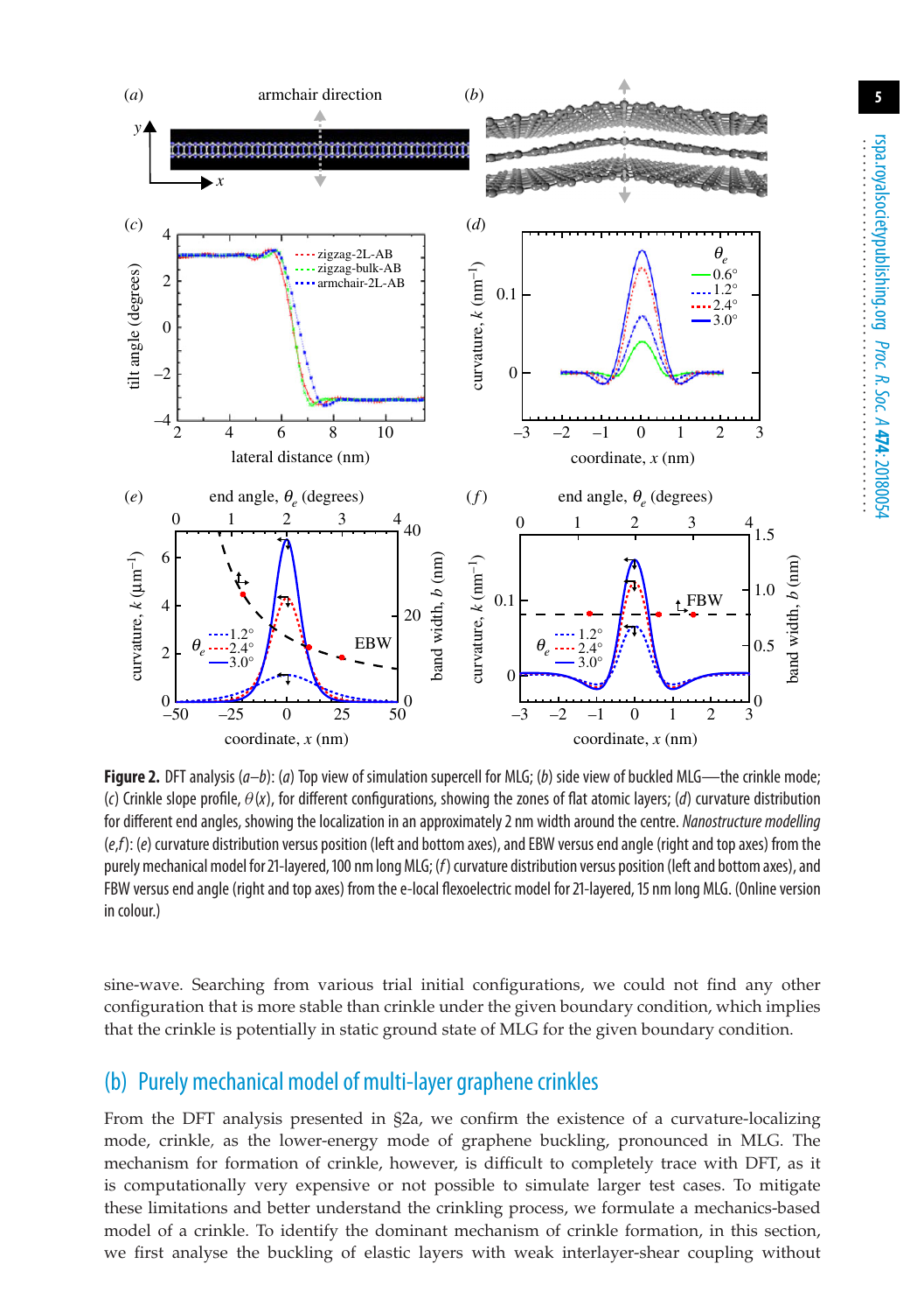**Figure 2.** DFT analysis (*a–b*): (*a*) Top view of simulation supercell for MLG; (*b*) side view of buckled MLG—the crinkle mode; (*c*) Crinkle slope profile, $\theta(x)$, for different configurations, showing the zones of flat atomic layers; (*d*) curvature distribution for different end angles, showing the localization in an approximately 2 nm width around the centre. *Nanostructure modelling* (*e,f*): (*e*) curvature distribution versus position (left and bottom axes), and EBW versus end angle (right and top axes) from the purely mechanical model for 21-layered, 100 nm long MLG; (*f*) curvature distribution versus position (left and bottom axes), and FBW versus end angle (right and top axes) from the e-local flexoelectric model for 21-layered, 15 nm long MLG. (Online version in colour.)

sine-wave. Searching from various trial initial configurations, we could not find any other configuration that is more stable than crinkle under the given boundary condition, which implies that the crinkle is potentially in static ground state of MLG for the given boundary condition.

## (b) Purely mechanical model of multi-layer graphene crinkles

From the DFT analysis presented in §2a, we confirm the existence of a curvature-localizing mode, crinkle, as the lower-energy mode of graphene buckling, pronounced in MLG. The mechanism for formation of crinkle, however, is difficult to completely trace with DFT, as it is computationally very expensive or not possible to simulate larger test cases. To mitigate these limitations and better understand the crinkling process, we formulate a mechanics-based model of a crinkle. To identify the dominant mechanism of crinkle formation, in this section, we first analyse the buckling of elastic layers with weak interlayer-shear coupling without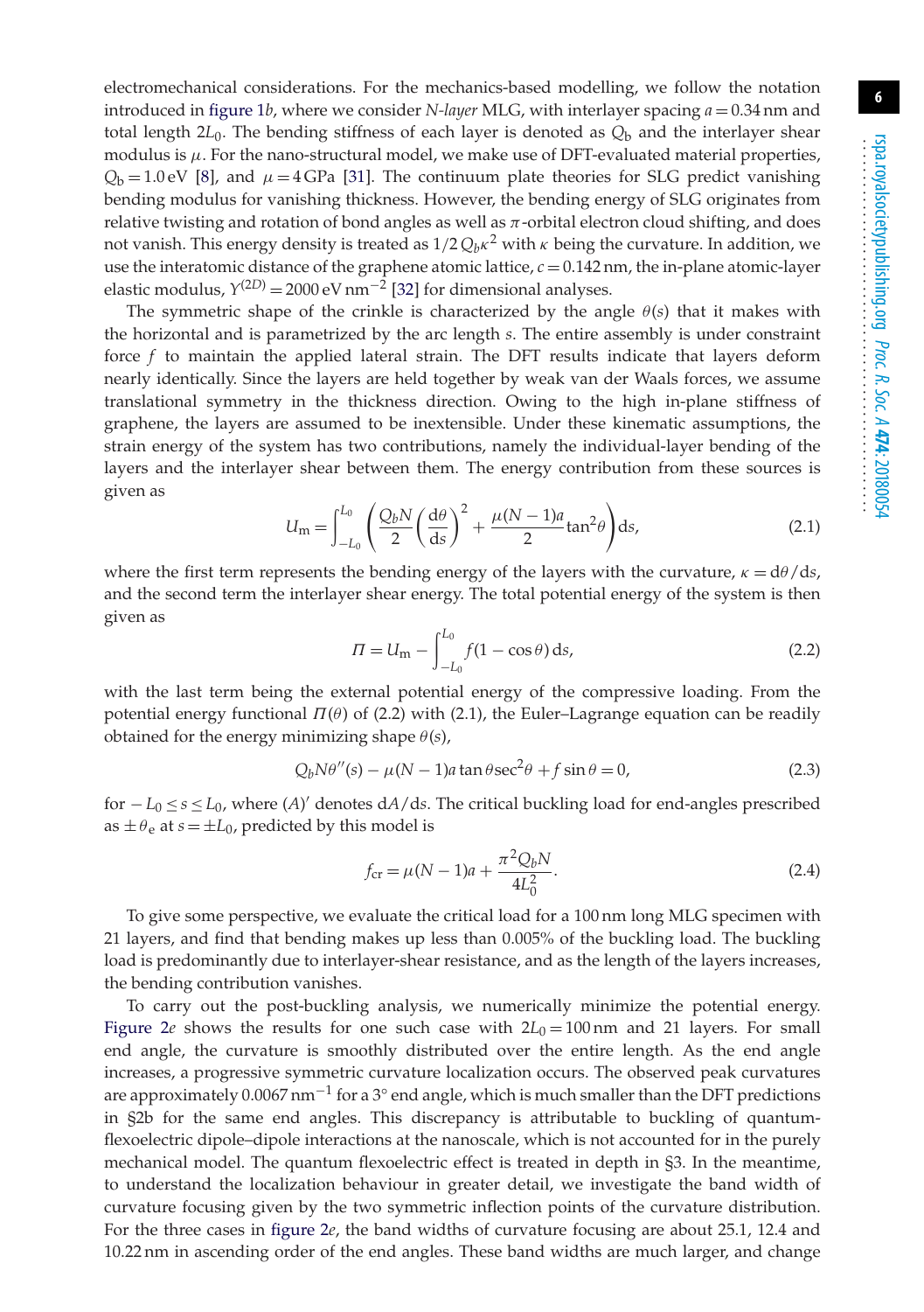electromechanical considerations. For the mechanics-based modelling, we follow the notation introduced in figure 1*b*, where we consider *N-layer* MLG, with interlayer spacing $a = 0.34\,\mathrm{nm}$ and total length $2L_0$. The bending stiffness of each layer is denoted as $Q_\mathrm{b}$ and the interlayer shear modulus is $\mu$. For the nano-structural model, we make use of DFT-evaluated material properties, $Q_\mathrm{b} = 1.0\,\mathrm{eV}$ [8], and $\mu = 4\,\mathrm{GPa}$ [31]. The continuum plate theories for SLG predict vanishing bending modulus for vanishing thickness. However, the bending energy of SLG originates from relative twisting and rotation of bond angles as well as $\pi$-orbital electron cloud shifting, and does not vanish. This energy density is treated as $1/2\,Q_b\kappa^2$ with $\kappa$ being the curvature. In addition, we use the interatomic distance of the graphene atomic lattice, $c = 0.142\,\mathrm{nm}$, the in-plane atomic-layer elastic modulus, $Y^{(2D)} = 2000\,\mathrm{eV\,nm^{-2}}$ [32] for dimensional analyses.

The symmetric shape of the crinkle is characterized by the angle $\theta(s)$ that it makes with the horizontal and is parametrized by the arc length $s$. The entire assembly is under constraint force $f$ to maintain the applied lateral strain. The DFT results indicate that layers deform nearly identically. Since the layers are held together by weak van der Waals forces, we assume translational symmetry in the thickness direction. Owing to the high in-plane stiffness of graphene, the layers are assumed to be inextensible. Under these kinematic assumptions, the strain energy of the system has two contributions, namely the individual-layer bending of the layers and the interlayer shear between them. The energy contribution from these sources is given as

$$U_\mathrm{m} = \int_{-L_0}^{L_0} \left( \frac{Q_b N}{2} \left( \frac{\mathrm{d}\theta}{\mathrm{d}s} \right)^2 + \frac{\mu (N-1) a}{2} \tan^2\theta \right) \mathrm{d}s, \tag{2.1}$$

where the first term represents the bending energy of the layers with the curvature, $\kappa = \mathrm{d}\theta/\mathrm{d}s$, and the second term the interlayer shear energy. The total potential energy of the system is then given as

$$\Pi = U_\mathrm{m} - \int_{-L_0}^{L_0} f(1 - \cos\theta)\,\mathrm{d}s, \tag{2.2}$$

with the last term being the external potential energy of the compressive loading. From the potential energy functional $\Pi(\theta)$ of (2.2) with (2.1), the Euler–Lagrange equation can be readily obtained for the energy minimizing shape $\theta(s)$,

$$Q_b N \theta''(s) - \mu(N-1) a \tan\theta \sec^2\theta + f \sin\theta = 0, \tag{2.3}$$

for $-L_0 \le s \le L_0$, where $(A)'$ denotes $\mathrm{d}A/\mathrm{d}s$. The critical buckling load for end-angles prescribed as $\pm\theta_\mathrm{e}$ at $s = \pm L_0$, predicted by this model is

$$f_\mathrm{cr} = \mu(N-1)a + \frac{\pi^2 Q_b N}{4L_0^2}. \tag{2.4}$$

To give some perspective, we evaluate the critical load for a 100 nm long MLG specimen with 21 layers, and find that bending makes up less than 0.005% of the buckling load. The buckling load is predominantly due to interlayer-shear resistance, and as the length of the layers increases, the bending contribution vanishes.

To carry out the post-buckling analysis, we numerically minimize the potential energy. Figure 2*e* shows the results for one such case with $2L_0 = 100\,\mathrm{nm}$ and 21 layers. For small end angle, the curvature is smoothly distributed over the entire length. As the end angle increases, a progressive symmetric curvature localization occurs. The observed peak curvatures are approximately $0.0067\,\mathrm{nm^{-1}}$ for a 3° end angle, which is much smaller than the DFT predictions in §2b for the same end angles. This discrepancy is attributable to buckling of quantum-flexoelectric dipole–dipole interactions at the nanoscale, which is not accounted for in the purely mechanical model. The quantum flexoelectric effect is treated in depth in §3. In the meantime, to understand the localization behaviour in greater detail, we investigate the band width of curvature focusing given by the two symmetric inflection points of the curvature distribution. For the three cases in figure 2*e*, the band widths of curvature focusing are about 25.1, 12.4 and 10.22 nm in ascending order of the end angles. These band widths are much larger, and change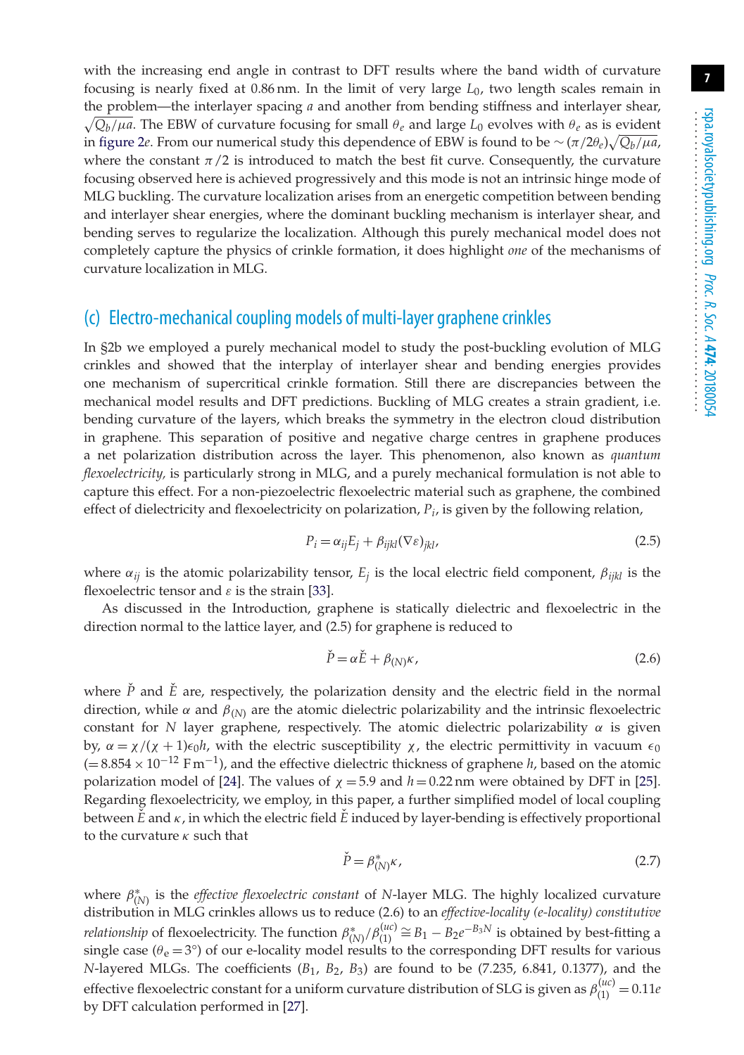with the increasing end angle in contrast to DFT results where the band width of curvature focusing is nearly fixed at 0.86 nm. In the limit of very large $L_0$, two length scales remain in the problem—the interlayer spacing $a$ and another from bending stiffness and interlayer shear, $\sqrt{Q_b/\mu a}$. The EBW of curvature focusing for small $\theta_e$ and large $L_0$ evolves with $\theta_e$ as is evident in figure 2*e*. From our numerical study this dependence of EBW is found to be $\sim (\pi/2\theta_e)\sqrt{Q_b/\mu a}$, where the constant $\pi/2$ is introduced to match the best fit curve. Consequently, the curvature focusing observed here is achieved progressively and this mode is not an intrinsic hinge mode of MLG buckling. The curvature localization arises from an energetic competition between bending and interlayer shear energies, where the dominant buckling mechanism is interlayer shear, and bending serves to regularize the localization. Although this purely mechanical model does not completely capture the physics of crinkle formation, it does highlight *one* of the mechanisms of curvature localization in MLG.

## (c) Electro-mechanical coupling models of multi-layer graphene crinkles

In §2b we employed a purely mechanical model to study the post-buckling evolution of MLG crinkles and showed that the interplay of interlayer shear and bending energies provides one mechanism of supercritical crinkle formation. Still there are discrepancies between the mechanical model results and DFT predictions. Buckling of MLG creates a strain gradient, i.e. bending curvature of the layers, which breaks the symmetry in the electron cloud distribution in graphene. This separation of positive and negative charge centres in graphene produces a net polarization distribution across the layer. This phenomenon, also known as *quantum flexoelectricity,* is particularly strong in MLG, and a purely mechanical formulation is not able to capture this effect. For a non-piezoelectric flexoelectric material such as graphene, the combined effect of dielectricity and flexoelectricity on polarization, $P_i$, is given by the following relation,

$$P_i = \alpha_{ij} E_j + \beta_{ijkl} (\nabla \varepsilon)_{jkl}, \tag{2.5}$$

where $\alpha_{ij}$ is the atomic polarizability tensor, $E_j$ is the local electric field component, $\beta_{ijkl}$ is the flexoelectric tensor and $\varepsilon$ is the strain [33].

As discussed in the Introduction, graphene is statically dielectric and flexoelectric in the direction normal to the lattice layer, and (2.5) for graphene is reduced to

$$\check{P} = \alpha \check{E} + \beta_{(N)} \kappa, \tag{2.6}$$

where $\check{P}$ and $\check{E}$ are, respectively, the polarization density and the electric field in the normal direction, while $\alpha$ and $\beta_{(N)}$ are the atomic dielectric polarizability and the intrinsic flexoelectric constant for $N$ layer graphene, respectively. The atomic dielectric polarizability $\alpha$ is given by, $\alpha = \chi/(\chi+1)\epsilon_0 h$, with the electric susceptibility $\chi$, the electric permittivity in vacuum $\epsilon_0$ ($=8.854 \times 10^{-12}\ \mathrm{F\,m^{-1}}$), and the effective dielectric thickness of graphene $h$, based on the atomic polarization model of [24]. The values of $\chi = 5.9$ and $h = 0.22\ \mathrm{nm}$ were obtained by DFT in [25]. Regarding flexoelectricity, we employ, in this paper, a further simplified model of local coupling between $\check{E}$ and $\kappa$, in which the electric field $\check{E}$ induced by layer-bending is effectively proportional to the curvature $\kappa$ such that

$$\check{P} = \beta^*_{(N)} \kappa, \tag{2.7}$$

where $\beta^*_{(N)}$ is the *effective flexoelectric constant* of $N$-layer MLG. The highly localized curvature distribution in MLG crinkles allows us to reduce (2.6) to an *effective-locality (e-locality) constitutive relationship* of flexoelectricity. The function $\beta^*_{(N)}/\beta^{(uc)}_{(1)} \cong B_1 - B_2 e^{-B_3 N}$ is obtained by best-fitting a single case ($\theta_e = 3°$) of our e-locality model results to the corresponding DFT results for various $N$-layered MLGs. The coefficients ($B_1$, $B_2$, $B_3$) are found to be (7.235, 6.841, 0.1377), and the effective flexoelectric constant for a uniform curvature distribution of SLG is given as $\beta^{(uc)}_{(1)} = 0.11e$ by DFT calculation performed in [27].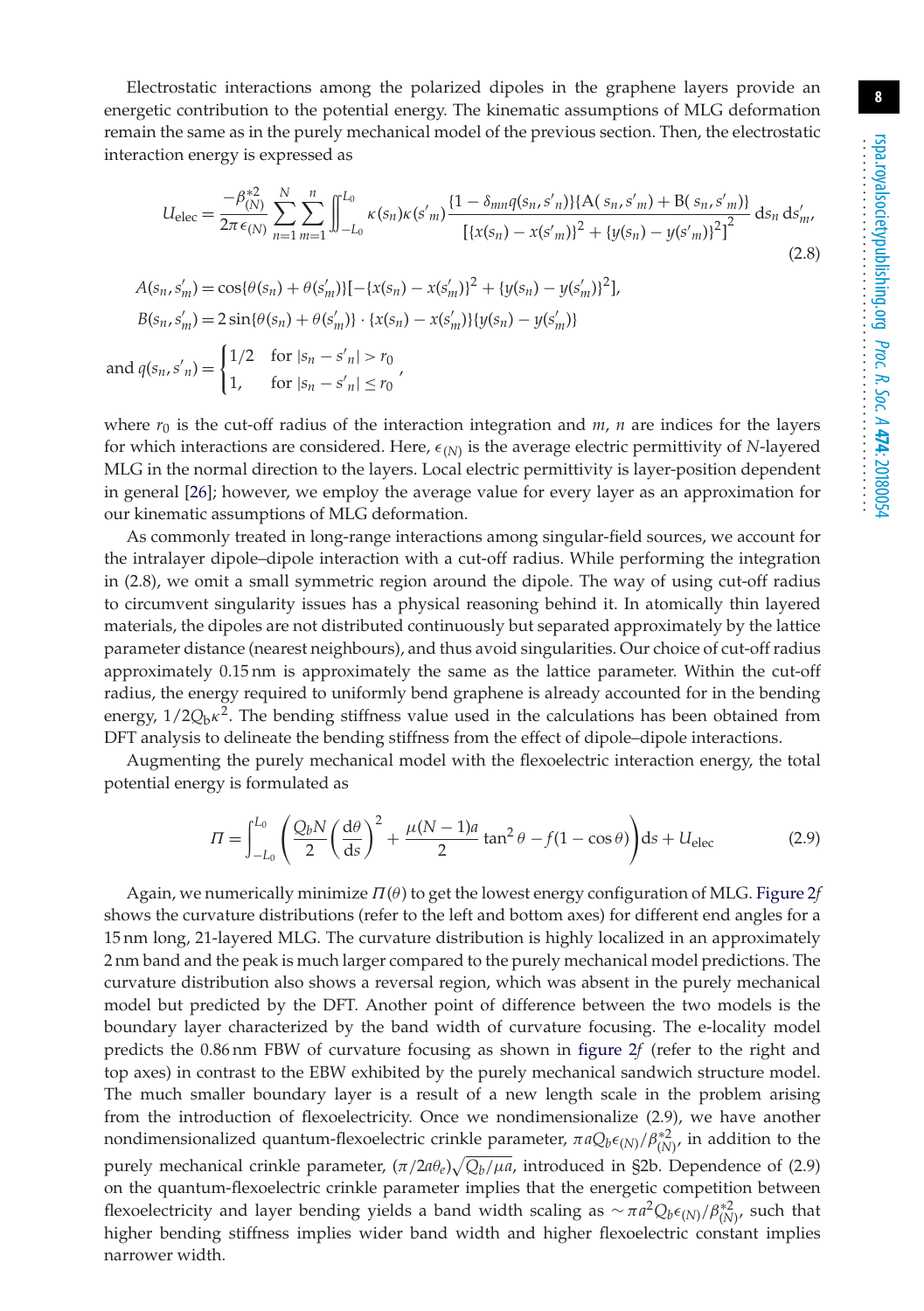Electrostatic interactions among the polarized dipoles in the graphene layers provide an energetic contribution to the potential energy. The kinematic assumptions of MLG deformation remain the same as in the purely mechanical model of the previous section. Then, the electrostatic interaction energy is expressed as

$$U_{\text{elec}} = \frac{-\beta_{(N)}^{*2}}{2\pi\epsilon_{(N)}} \sum_{n=1}^{N} \sum_{m=1}^{n} \iint_{-L_0}^{L_0} \kappa(s_n)\kappa(s'_m) \frac{\{1-\delta_{mn}q(s_n, s'_n)\}\{\mathrm{A}(s_n, s'_m) + \mathrm{B}(s_n, s'_m)\}}{[\{x(s_n) - x(s'_m)\}^2 + \{y(s_n) - y(s'_m)\}^2]^2}\, \mathrm{d}s_n\, \mathrm{d}s'_m, \tag{2.8}$$

$$A(s_n, s'_m) = \cos\{\theta(s_n) + \theta(s'_m)\}[-\{x(s_n) - x(s'_m)\}^2 + \{y(s_n) - y(s'_m)\}^2],$$

$$B(s_n, s'_m) = 2\sin\{\theta(s_n) + \theta(s'_m)\} \cdot \{x(s_n) - x(s'_m)\}\{y(s_n) - y(s'_m)\}$$

$$\text{and } q(s_n, s'_n) = \begin{cases} 1/2 & \text{for } |s_n - s'_n| > r_0 \\ 1, & \text{for } |s_n - s'_n| \le r_0 \end{cases},$$

where $r_0$ is the cut-off radius of the interaction integration and $m$, $n$ are indices for the layers for which interactions are considered. Here, $\epsilon_{(N)}$ is the average electric permittivity of $N$-layered MLG in the normal direction to the layers. Local electric permittivity is layer-position dependent in general [26]; however, we employ the average value for every layer as an approximation for our kinematic assumptions of MLG deformation.

As commonly treated in long-range interactions among singular-field sources, we account for the intralayer dipole–dipole interaction with a cut-off radius. While performing the integration in (2.8), we omit a small symmetric region around the dipole. The way of using cut-off radius to circumvent singularity issues has a physical reasoning behind it. In atomically thin layered materials, the dipoles are not distributed continuously but separated approximately by the lattice parameter distance (nearest neighbours), and thus avoid singularities. Our choice of cut-off radius approximately 0.15 nm is approximately the same as the lattice parameter. Within the cut-off radius, the energy required to uniformly bend graphene is already accounted for in the bending energy, $1/2Q_b\kappa^2$. The bending stiffness value used in the calculations has been obtained from DFT analysis to delineate the bending stiffness from the effect of dipole–dipole interactions.

Augmenting the purely mechanical model with the flexoelectric interaction energy, the total potential energy is formulated as

$$\Pi = \int_{-L_0}^{L_0} \left( \frac{Q_b N}{2} \left(\frac{\mathrm{d}\theta}{\mathrm{d}s}\right)^2 + \frac{\mu(N-1)a}{2} \tan^2\theta - f(1-\cos\theta) \right) \mathrm{d}s + U_{\text{elec}} \tag{2.9}$$

Again, we numerically minimize $\Pi(\theta)$ to get the lowest energy configuration of MLG. Figure 2*f* shows the curvature distributions (refer to the left and bottom axes) for different end angles for a 15 nm long, 21-layered MLG. The curvature distribution is highly localized in an approximately 2 nm band and the peak is much larger compared to the purely mechanical model predictions. The curvature distribution also shows a reversal region, which was absent in the purely mechanical model but predicted by the DFT. Another point of difference between the two models is the boundary layer characterized by the band width of curvature focusing. The e-locality model predicts the 0.86 nm FBW of curvature focusing as shown in figure 2*f* (refer to the right and top axes) in contrast to the EBW exhibited by the purely mechanical sandwich structure model. The much smaller boundary layer is a result of a new length scale in the problem arising from the introduction of flexoelectricity. Once we nondimensionalize (2.9), we have another nondimensionalized quantum-flexoelectric crinkle parameter, $\pi a Q_b \epsilon_{(N)}/\beta_{(N)}^{*2}$, in addition to the purely mechanical crinkle parameter, $(\pi/2a\theta_e)\sqrt{Q_b/\mu a}$, introduced in §2b. Dependence of (2.9) on the quantum-flexoelectric crinkle parameter implies that the energetic competition between flexoelectricity and layer bending yields a band width scaling as $\sim \pi a^2 Q_b \epsilon_{(N)}/\beta_{(N)}^{*2}$, such that higher bending stiffness implies wider band width and higher flexoelectric constant implies narrower width.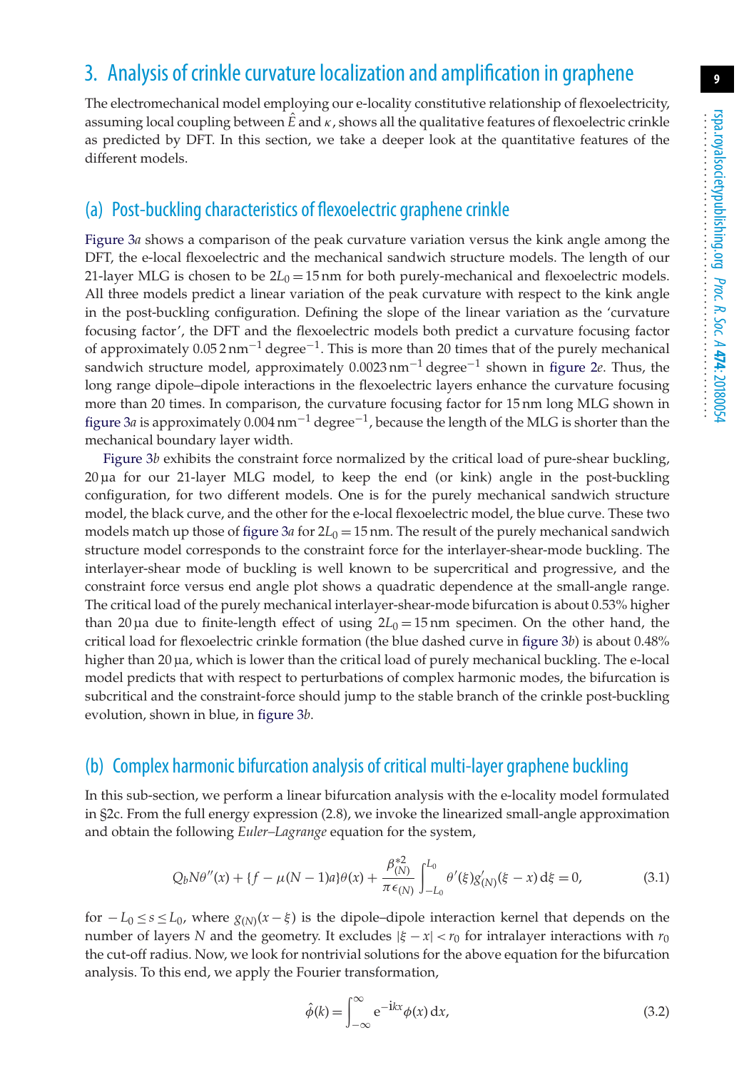## 3. Analysis of crinkle curvature localization and amplification in graphene

The electromechanical model employing our e-locality constitutive relationship of flexoelectricity, assuming local coupling between $\hat{E}$ and $\kappa$, shows all the qualitative features of flexoelectric crinkle as predicted by DFT. In this section, we take a deeper look at the quantitative features of the different models.

### (a) Post-buckling characteristics of flexoelectric graphene crinkle

Figure 3*a* shows a comparison of the peak curvature variation versus the kink angle among the DFT, the e-local flexoelectric and the mechanical sandwich structure models. The length of our 21-layer MLG is chosen to be $2L_0 = 15\,\text{nm}$ for both purely-mechanical and flexoelectric models. All three models predict a linear variation of the peak curvature with respect to the kink angle in the post-buckling configuration. Defining the slope of the linear variation as the 'curvature focusing factor', the DFT and the flexoelectric models both predict a curvature focusing factor of approximately $0.052\,\text{nm}^{-1}\,\text{degree}^{-1}$. This is more than 20 times that of the purely mechanical sandwich structure model, approximately $0.0023\,\text{nm}^{-1}\,\text{degree}^{-1}$ shown in figure 2*e*. Thus, the long range dipole–dipole interactions in the flexoelectric layers enhance the curvature focusing more than 20 times. In comparison, the curvature focusing factor for 15 nm long MLG shown in figure 3*a* is approximately $0.004\,\text{nm}^{-1}\,\text{degree}^{-1}$, because the length of the MLG is shorter than the mechanical boundary layer width.

Figure 3*b* exhibits the constraint force normalized by the critical load of pure-shear buckling, $20\,\mu a$ for our 21-layer MLG model, to keep the end (or kink) angle in the post-buckling configuration, for two different models. One is for the purely mechanical sandwich structure model, the black curve, and the other for the e-local flexoelectric model, the blue curve. These two models match up those of figure 3*a* for $2L_0 = 15\,\text{nm}$. The result of the purely mechanical sandwich structure model corresponds to the constraint force for the interlayer-shear-mode buckling. The interlayer-shear mode of buckling is well known to be supercritical and progressive, and the constraint force versus end angle plot shows a quadratic dependence at the small-angle range. The critical load of the purely mechanical interlayer-shear-mode bifurcation is about 0.53% higher than $20\,\mu a$ due to finite-length effect of using $2L_0 = 15\,\text{nm}$ specimen. On the other hand, the critical load for flexoelectric crinkle formation (the blue dashed curve in figure 3*b*) is about 0.48% higher than $20\,\mu a$, which is lower than the critical load of purely mechanical buckling. The e-local model predicts that with respect to perturbations of complex harmonic modes, the bifurcation is subcritical and the constraint-force should jump to the stable branch of the crinkle post-buckling evolution, shown in blue, in figure 3*b*.

### (b) Complex harmonic bifurcation analysis of critical multi-layer graphene buckling

In this sub-section, we perform a linear bifurcation analysis with the e-locality model formulated in §2c. From the full energy expression (2.8), we invoke the linearized small-angle approximation and obtain the following *Euler–Lagrange* equation for the system,

$$Q_b N\theta''(x) + \{f - \mu(N-1)a\}\theta(x) + \frac{\beta^{*2}_{(N)}}{\pi\epsilon_{(N)}}\int_{-L_0}^{L_0}\theta'(\xi)g'_{(N)}(\xi - x)\,\mathrm{d}\xi = 0, \tag{3.1}$$

for $-L_0 \le s \le L_0$, where $g_{(N)}(x-\xi)$ is the dipole–dipole interaction kernel that depends on the number of layers $N$ and the geometry. It excludes $|\xi - x| < r_0$ for intralayer interactions with $r_0$ the cut-off radius. Now, we look for nontrivial solutions for the above equation for the bifurcation analysis. To this end, we apply the Fourier transformation,

$$\hat{\phi}(k) = \int_{-\infty}^{\infty} \mathrm{e}^{-\mathrm{i}kx}\phi(x)\,\mathrm{d}x, \tag{3.2}$$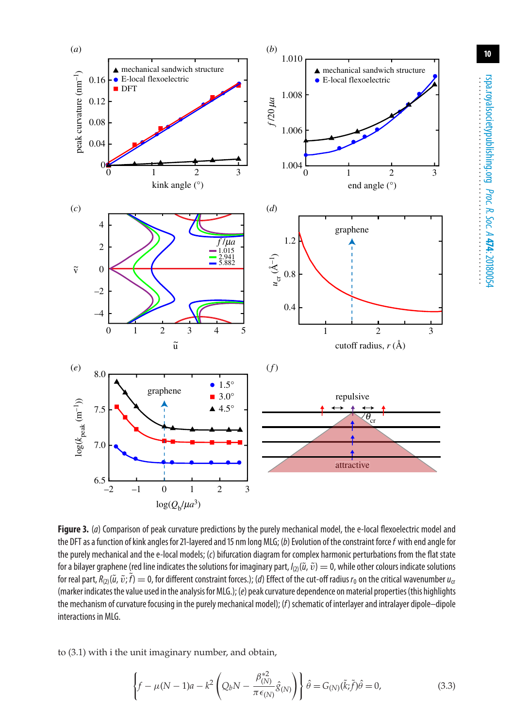**Figure 3.** (*a*) Comparison of peak curvature predictions by the purely mechanical model, the e-local flexoelectric model and the DFT as a function of kink angles for 21-layered and 15 nm long MLG; (*b*) Evolution of the constraint force $f$ with end angle for the purely mechanical and the e-local models; (*c*) bifurcation diagram for complex harmonic perturbations from the flat state for a bilayer graphene (red line indicates the solutions for imaginary part, $I_{(2)}(\tilde{u}, \tilde{v}) = 0$, while other colours indicate solutions for real part, $R_{(2)}(\tilde{u}, \tilde{v}; \tilde{f}) = 0$, for different constraint forces.); (*d*) Effect of the cut-off radius $r_0$ on the critical wavenumber $u_{cr}$ (marker indicates the value used in the analysis for MLG.); (*e*) peak curvature dependence on material properties (this highlights the mechanism of curvature focusing in the purely mechanical model); (*f*) schematic of interlayer and intralayer dipole–dipole interactions in MLG.

to (3.1) with i the unit imaginary number, and obtain,

$$\left\{ f - \mu(N-1)a - k^2 \left( Q_b N - \frac{\beta^{*2}_{(N)}}{\pi \epsilon_{(N)}} \hat{g}_{(N)} \right) \right\} \hat{\theta} = G_{(N)}(\tilde{k}; \tilde{f}) \hat{\theta} = 0, \tag{3.3}$$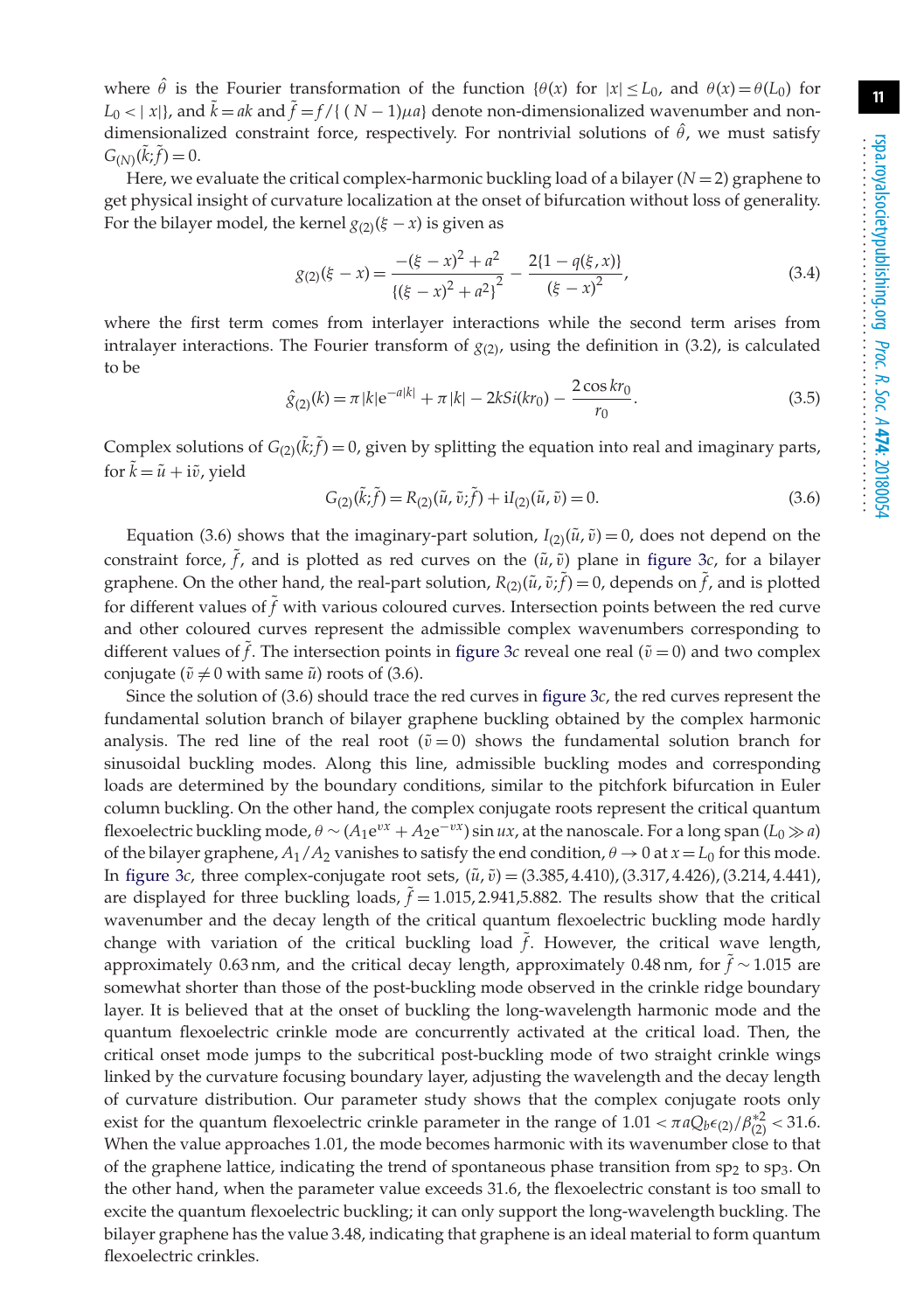where $\hat{\theta}$ is the Fourier transformation of the function $\{\theta(x)$ for $|x| \le L_0$, and $\theta(x) = \theta(L_0)$ for $L_0 < |x|\}$, and $\tilde{k} = ak$ and $\tilde{f} = f/\{(N-1)\mu a\}$ denote non-dimensionalized wavenumber and non-dimensionalized constraint force, respectively. For nontrivial solutions of $\hat{\theta}$, we must satisfy $G_{(N)}(\tilde{k};\tilde{f}) = 0$.

Here, we evaluate the critical complex-harmonic buckling load of a bilayer ($N = 2$) graphene to get physical insight of curvature localization at the onset of bifurcation without loss of generality. For the bilayer model, the kernel $g_{(2)}(\xi - x)$ is given as

$$g_{(2)}(\xi - x) = \frac{-(\xi - x)^2 + a^2}{\{(\xi - x)^2 + a^2\}^2} - \frac{2\{1 - q(\xi, x)\}}{(\xi - x)^2}, \tag{3.4}$$

where the first term comes from interlayer interactions while the second term arises from intralayer interactions. The Fourier transform of $g_{(2)}$, using the definition in (3.2), is calculated to be

$$\hat{g}_{(2)}(k) = \pi |k| \mathrm{e}^{-a|k|} + \pi |k| - 2kSi(kr_0) - \frac{2\cos kr_0}{r_0}. \tag{3.5}$$

Complex solutions of $G_{(2)}(\tilde{k};\tilde{f}) = 0$, given by splitting the equation into real and imaginary parts, for $\tilde{k} = \tilde{u} + \mathrm{i}\tilde{v}$, yield

$$G_{(2)}(\tilde{k};\tilde{f}) = R_{(2)}(\tilde{u}, \tilde{v};\tilde{f}) + \mathrm{i}I_{(2)}(\tilde{u}, \tilde{v}) = 0. \tag{3.6}$$

Equation (3.6) shows that the imaginary-part solution, $I_{(2)}(\tilde{u}, \tilde{v}) = 0$, does not depend on the constraint force, $\tilde{f}$, and is plotted as red curves on the $(\tilde{u}, \tilde{v})$ plane in figure 3*c*, for a bilayer graphene. On the other hand, the real-part solution, $R_{(2)}(\tilde{u}, \tilde{v};\tilde{f}) = 0$, depends on $\tilde{f}$, and is plotted for different values of $\tilde{f}$ with various coloured curves. Intersection points between the red curve and other coloured curves represent the admissible complex wavenumbers corresponding to different values of $\tilde{f}$. The intersection points in figure 3*c* reveal one real ($\tilde{v} = 0$) and two complex conjugate ($\tilde{v} \neq 0$ with same $\tilde{u}$) roots of (3.6).

Since the solution of (3.6) should trace the red curves in figure 3*c*, the red curves represent the fundamental solution branch of bilayer graphene buckling obtained by the complex harmonic analysis. The red line of the real root ($\tilde{v} = 0$) shows the fundamental solution branch for sinusoidal buckling modes. Along this line, admissible buckling modes and corresponding loads are determined by the boundary conditions, similar to the pitchfork bifurcation in Euler column buckling. On the other hand, the complex conjugate roots represent the critical quantum flexoelectric buckling mode, $\theta \sim (A_1 \mathrm{e}^{vx} + A_2 \mathrm{e}^{-vx}) \sin ux$, at the nanoscale. For a long span ($L_0 \gg a$) of the bilayer graphene, $A_1/A_2$ vanishes to satisfy the end condition, $\theta \to 0$ at $x = L_0$ for this mode. In figure 3*c*, three complex-conjugate root sets, $(\tilde{u}, \tilde{v}) = (3.385, 4.410), (3.317, 4.426), (3.214, 4.441)$, are displayed for three buckling loads, $\tilde{f} = 1.015, 2.941, 5.882$. The results show that the critical wavenumber and the decay length of the critical quantum flexoelectric buckling mode hardly change with variation of the critical buckling load $\tilde{f}$. However, the critical wave length, approximately 0.63 nm, and the critical decay length, approximately 0.48 nm, for $\tilde{f} \sim 1.015$ are somewhat shorter than those of the post-buckling mode observed in the crinkle ridge boundary layer. It is believed that at the onset of buckling the long-wavelength harmonic mode and the quantum flexoelectric crinkle mode are concurrently activated at the critical load. Then, the critical onset mode jumps to the subcritical post-buckling mode of two straight crinkle wings linked by the curvature focusing boundary layer, adjusting the wavelength and the decay length of curvature distribution. Our parameter study shows that the complex conjugate roots only exist for the quantum flexoelectric crinkle parameter in the range of $1.01 < \pi a Q_b \epsilon_{(2)}/\beta_{(2)}^{*2} < 31.6$. When the value approaches 1.01, the mode becomes harmonic with its wavenumber close to that of the graphene lattice, indicating the trend of spontaneous phase transition from $sp_2$ to $sp_3$. On the other hand, when the parameter value exceeds 31.6, the flexoelectric constant is too small to excite the quantum flexoelectric buckling; it can only support the long-wavelength buckling. The bilayer graphene has the value 3.48, indicating that graphene is an ideal material to form quantum flexoelectric crinkles.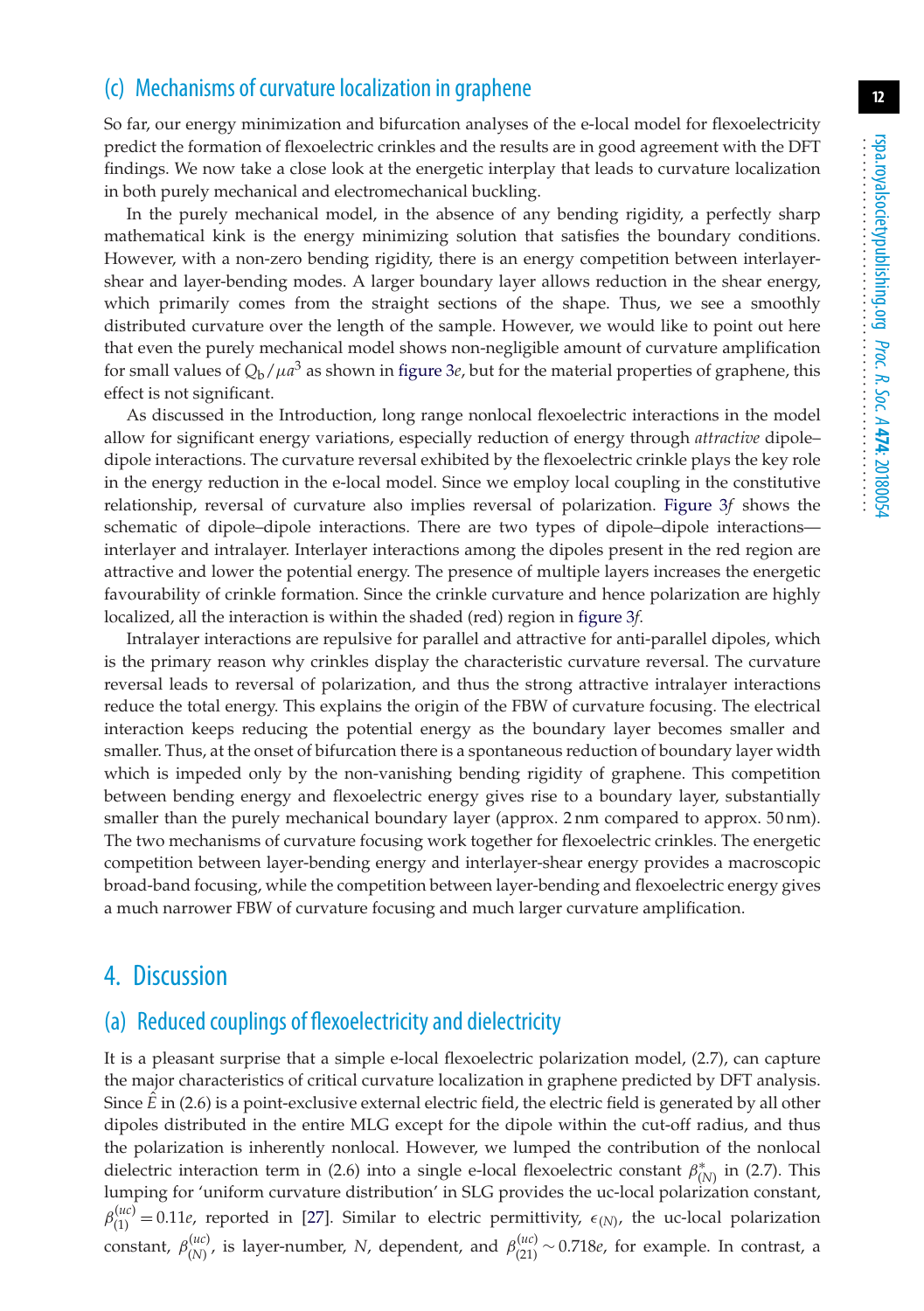### (c) Mechanisms of curvature localization in graphene

So far, our energy minimization and bifurcation analyses of the e-local model for flexoelectricity predict the formation of flexoelectric crinkles and the results are in good agreement with the DFT findings. We now take a close look at the energetic interplay that leads to curvature localization in both purely mechanical and electromechanical buckling.

In the purely mechanical model, in the absence of any bending rigidity, a perfectly sharp mathematical kink is the energy minimizing solution that satisfies the boundary conditions. However, with a non-zero bending rigidity, there is an energy competition between interlayer-shear and layer-bending modes. A larger boundary layer allows reduction in the shear energy, which primarily comes from the straight sections of the shape. Thus, we see a smoothly distributed curvature over the length of the sample. However, we would like to point out here that even the purely mechanical model shows non-negligible amount of curvature amplification for small values of $Q_\mathrm{b}/\mu a^3$ as shown in figure 3*e*, but for the material properties of graphene, this effect is not significant.

As discussed in the Introduction, long range nonlocal flexoelectric interactions in the model allow for significant energy variations, especially reduction of energy through *attractive* dipole–dipole interactions. The curvature reversal exhibited by the flexoelectric crinkle plays the key role in the energy reduction in the e-local model. Since we employ local coupling in the constitutive relationship, reversal of curvature also implies reversal of polarization. Figure 3*f* shows the schematic of dipole–dipole interactions. There are two types of dipole–dipole interactions—interlayer and intralayer. Interlayer interactions among the dipoles present in the red region are attractive and lower the potential energy. The presence of multiple layers increases the energetic favourability of crinkle formation. Since the crinkle curvature and hence polarization are highly localized, all the interaction is within the shaded (red) region in figure 3*f*.

Intralayer interactions are repulsive for parallel and attractive for anti-parallel dipoles, which is the primary reason why crinkles display the characteristic curvature reversal. The curvature reversal leads to reversal of polarization, and thus the strong attractive intralayer interactions reduce the total energy. This explains the origin of the FBW of curvature focusing. The electrical interaction keeps reducing the potential energy as the boundary layer becomes smaller and smaller. Thus, at the onset of bifurcation there is a spontaneous reduction of boundary layer width which is impeded only by the non-vanishing bending rigidity of graphene. This competition between bending energy and flexoelectric energy gives rise to a boundary layer, substantially smaller than the purely mechanical boundary layer (approx. 2 nm compared to approx. 50 nm). The two mechanisms of curvature focusing work together for flexoelectric crinkles. The energetic competition between layer-bending energy and interlayer-shear energy provides a macroscopic broad-band focusing, while the competition between layer-bending and flexoelectric energy gives a much narrower FBW of curvature focusing and much larger curvature amplification.

## 4. Discussion

### (a) Reduced couplings of flexoelectricity and dielectricity

It is a pleasant surprise that a simple e-local flexoelectric polarization model, (2.7), can capture the major characteristics of critical curvature localization in graphene predicted by DFT analysis. Since $\hat{E}$ in (2.6) is a point-exclusive external electric field, the electric field is generated by all other dipoles distributed in the entire MLG except for the dipole within the cut-off radius, and thus the polarization is inherently nonlocal. However, we lumped the contribution of the nonlocal dielectric interaction term in (2.6) into a single e-local flexoelectric constant $\beta^*_{(N)}$ in (2.7). This lumping for 'uniform curvature distribution' in SLG provides the uc-local polarization constant, $\beta^{(uc)}_{(1)} = 0.11e$, reported in [27]. Similar to electric permittivity, $\epsilon_{(N)}$, the uc-local polarization constant, $\beta^{(uc)}_{(N)}$, is layer-number, $N$, dependent, and $\beta^{(uc)}_{(21)} \sim 0.718e$, for example. In contrast, a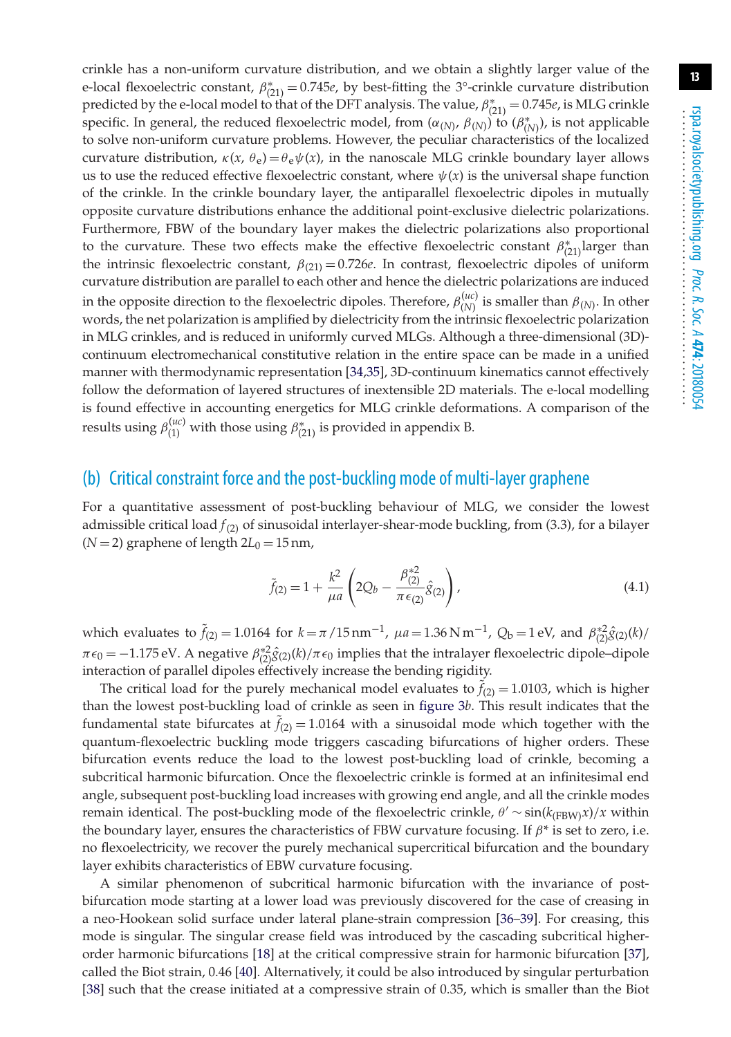crinkle has a non-uniform curvature distribution, and we obtain a slightly larger value of the e-local flexoelectric constant, $\beta^{*}_{(21)} = 0.745e$, by best-fitting the 3°-crinkle curvature distribution predicted by the e-local model to that of the DFT analysis. The value, $\beta^{*}_{(21)} = 0.745e$, is MLG crinkle specific. In general, the reduced flexoelectric model, from $(\alpha_{(N)}, \beta_{(N)})$ to $(\beta^{*}_{(N)})$, is not applicable to solve non-uniform curvature problems. However, the peculiar characteristics of the localized curvature distribution, $\kappa(x, \theta_e) = \theta_e \psi(x)$, in the nanoscale MLG crinkle boundary layer allows us to use the reduced effective flexoelectric constant, where $\psi(x)$ is the universal shape function of the crinkle. In the crinkle boundary layer, the antiparallel flexoelectric dipoles in mutually opposite curvature distributions enhance the additional point-exclusive dielectric polarizations. Furthermore, FBW of the boundary layer makes the dielectric polarizations also proportional to the curvature. These two effects make the effective flexoelectric constant $\beta^{*}_{(21)}$ larger than the intrinsic flexoelectric constant, $\beta_{(21)} = 0.726e$. In contrast, flexoelectric dipoles of uniform curvature distribution are parallel to each other and hence the dielectric polarizations are induced in the opposite direction to the flexoelectric dipoles. Therefore, $\beta^{(uc)}_{(N)}$ is smaller than $\beta_{(N)}$. In other words, the net polarization is amplified by dielectricity from the intrinsic flexoelectric polarization in MLG crinkles, and is reduced in uniformly curved MLGs. Although a three-dimensional (3D)-continuum electromechanical constitutive relation in the entire space can be made in a unified manner with thermodynamic representation [34,35], 3D-continuum kinematics cannot effectively follow the deformation of layered structures of inextensible 2D materials. The e-local modelling is found effective in accounting energetics for MLG crinkle deformations. A comparison of the results using $\beta^{(uc)}_{(1)}$ with those using $\beta^{*}_{(21)}$ is provided in appendix B.

## (b) Critical constraint force and the post-buckling mode of multi-layer graphene

For a quantitative assessment of post-buckling behaviour of MLG, we consider the lowest admissible critical load $f_{(2)}$ of sinusoidal interlayer-shear-mode buckling, from (3.3), for a bilayer $(N = 2)$ graphene of length $2L_0 = 15\,\mathrm{nm}$,

$$\tilde{f}_{(2)} = 1 + \frac{k^2}{\mu a}\left(2Q_b - \frac{\beta^{*2}_{(2)}}{\pi \epsilon_{(2)}}\hat{g}_{(2)}\right), \tag{4.1}$$

which evaluates to $\tilde{f}_{(2)} = 1.0164$ for $k = \pi/15\,\mathrm{nm}^{-1}$, $\mu a = 1.36\,\mathrm{N\,m}^{-1}$, $Q_b = 1\,\mathrm{eV}$, and $\beta^{*2}_{(2)}\hat{g}_{(2)}(k)/\pi\epsilon_0 = -1.175\,\mathrm{eV}$. A negative $\beta^{*2}_{(2)}\hat{g}_{(2)}(k)/\pi\epsilon_0$ implies that the intralayer flexoelectric dipole–dipole interaction of parallel dipoles effectively increase the bending rigidity.

The critical load for the purely mechanical model evaluates to $\tilde{f}_{(2)} = 1.0103$, which is higher than the lowest post-buckling load of crinkle as seen in figure 3*b*. This result indicates that the fundamental state bifurcates at $\tilde{f}_{(2)} = 1.0164$ with a sinusoidal mode which together with the quantum-flexoelectric buckling mode triggers cascading bifurcations of higher orders. These bifurcation events reduce the load to the lowest post-buckling load of crinkle, becoming a subcritical harmonic bifurcation. Once the flexoelectric crinkle is formed at an infinitesimal end angle, subsequent post-buckling load increases with growing end angle, and all the crinkle modes remain identical. The post-buckling mode of the flexoelectric crinkle, $\theta' \sim \sin(k_{(\mathrm{FBW})}x)/x$ within the boundary layer, ensures the characteristics of FBW curvature focusing. If $\beta^{*}$ is set to zero, i.e. no flexoelectricity, we recover the purely mechanical supercritical bifurcation and the boundary layer exhibits characteristics of EBW curvature focusing.

A similar phenomenon of subcritical harmonic bifurcation with the invariance of post-bifurcation mode starting at a lower load was previously discovered for the case of creasing in a neo-Hookean solid surface under lateral plane-strain compression [36–39]. For creasing, this mode is singular. The singular crease field was introduced by the cascading subcritical higher-order harmonic bifurcations [18] at the critical compressive strain for harmonic bifurcation [37], called the Biot strain, 0.46 [40]. Alternatively, it could be also introduced by singular perturbation [38] such that the crease initiated at a compressive strain of 0.35, which is smaller than the Biot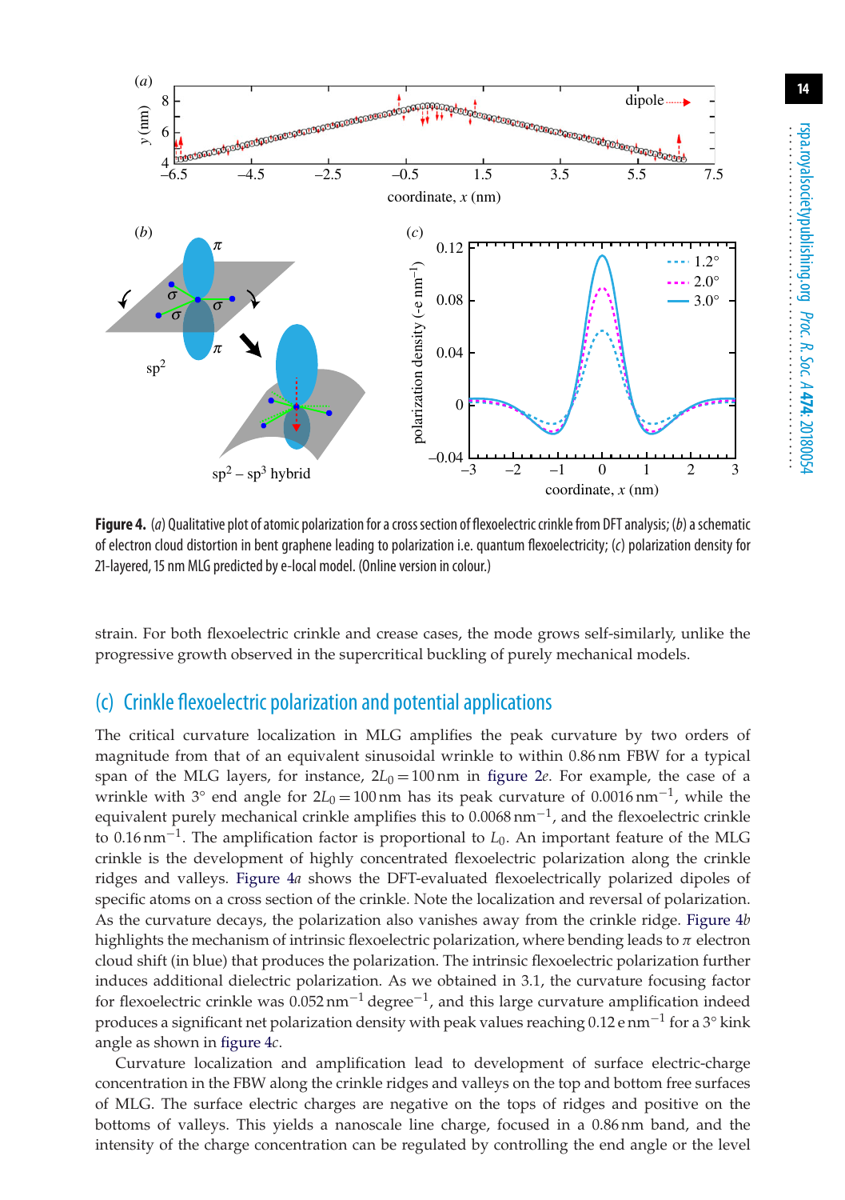**Figure 4.** (*a*) Qualitative plot of atomic polarization for a cross section of flexoelectric crinkle from DFT analysis; (*b*) a schematic of electron cloud distortion in bent graphene leading to polarization i.e. quantum flexoelectricity; (*c*) polarization density for 21-layered, 15 nm MLG predicted by e-local model. (Online version in colour.)

strain. For both flexoelectric crinkle and crease cases, the mode grows self-similarly, unlike the progressive growth observed in the supercritical buckling of purely mechanical models.

## (c) Crinkle flexoelectric polarization and potential applications

The critical curvature localization in MLG amplifies the peak curvature by two orders of magnitude from that of an equivalent sinusoidal wrinkle to within 0.86 nm FBW for a typical span of the MLG layers, for instance, $2L_0 = 100\,\text{nm}$ in figure 2*e*. For example, the case of a wrinkle with 3° end angle for $2L_0 = 100\,\text{nm}$ has its peak curvature of $0.0016\,\text{nm}^{-1}$, while the equivalent purely mechanical crinkle amplifies this to $0.0068\,\text{nm}^{-1}$, and the flexoelectric crinkle to $0.16\,\text{nm}^{-1}$. The amplification factor is proportional to $L_0$. An important feature of the MLG crinkle is the development of highly concentrated flexoelectric polarization along the crinkle ridges and valleys. Figure 4*a* shows the DFT-evaluated flexoelectrically polarized dipoles of specific atoms on a cross section of the crinkle. Note the localization and reversal of polarization. As the curvature decays, the polarization also vanishes away from the crinkle ridge. Figure 4*b* highlights the mechanism of intrinsic flexoelectric polarization, where bending leads to $\pi$ electron cloud shift (in blue) that produces the polarization. The intrinsic flexoelectric polarization further induces additional dielectric polarization. As we obtained in 3.1, the curvature focusing factor for flexoelectric crinkle was $0.052\,\text{nm}^{-1}\,\text{degree}^{-1}$, and this large curvature amplification indeed produces a significant net polarization density with peak values reaching $0.12\,\text{e}\,\text{nm}^{-1}$ for a 3° kink angle as shown in figure 4*c*.

Curvature localization and amplification lead to development of surface electric-charge concentration in the FBW along the crinkle ridges and valleys on the top and bottom free surfaces of MLG. The surface electric charges are negative on the tops of ridges and positive on the bottoms of valleys. This yields a nanoscale line charge, focused in a 0.86 nm band, and the intensity of the charge concentration can be regulated by controlling the end angle or the level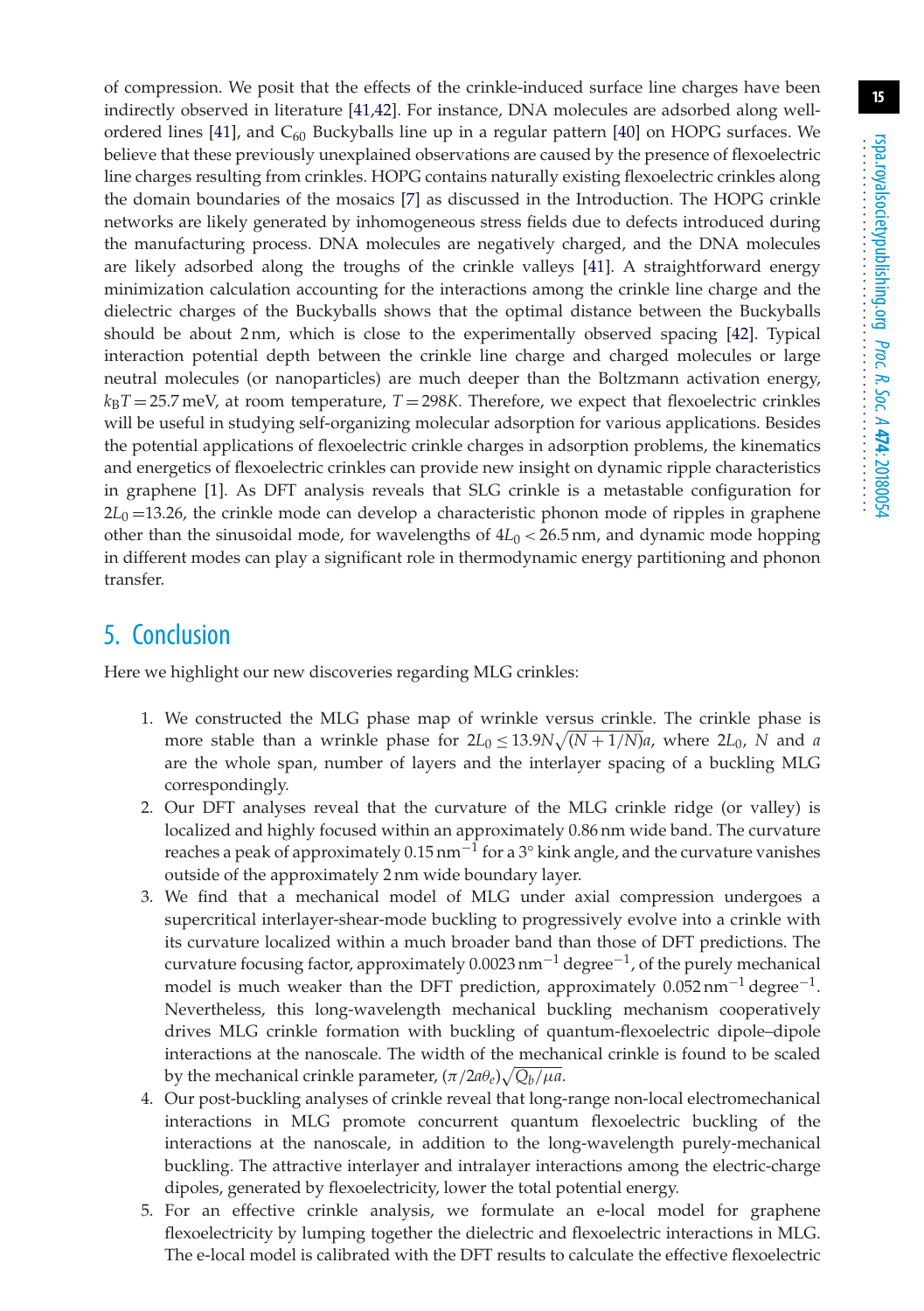of compression. We posit that the effects of the crinkle-induced surface line charges have been indirectly observed in literature [41,42]. For instance, DNA molecules are adsorbed along well-ordered lines [41], and $C_{60}$ Buckyballs line up in a regular pattern [40] on HOPG surfaces. We believe that these previously unexplained observations are caused by the presence of flexoelectric line charges resulting from crinkles. HOPG contains naturally existing flexoelectric crinkles along the domain boundaries of the mosaics [7] as discussed in the Introduction. The HOPG crinkle networks are likely generated by inhomogeneous stress fields due to defects introduced during the manufacturing process. DNA molecules are negatively charged, and the DNA molecules are likely adsorbed along the troughs of the crinkle valleys [41]. A straightforward energy minimization calculation accounting for the interactions among the crinkle line charge and the dielectric charges of the Buckyballs shows that the optimal distance between the Buckyballs should be about 2 nm, which is close to the experimentally observed spacing [42]. Typical interaction potential depth between the crinkle line charge and charged molecules or large neutral molecules (or nanoparticles) are much deeper than the Boltzmann activation energy, $k_BT = 25.7$ meV, at room temperature, $T = 298K$. Therefore, we expect that flexoelectric crinkles will be useful in studying self-organizing molecular adsorption for various applications. Besides the potential applications of flexoelectric crinkle charges in adsorption problems, the kinematics and energetics of flexoelectric crinkles can provide new insight on dynamic ripple characteristics in graphene [1]. As DFT analysis reveals that SLG crinkle is a metastable configuration for $2L_0 = 13.26$, the crinkle mode can develop a characteristic phonon mode of ripples in graphene other than the sinusoidal mode, for wavelengths of $4L_0 < 26.5$ nm, and dynamic mode hopping in different modes can play a significant role in thermodynamic energy partitioning and phonon transfer.

## 5. Conclusion

Here we highlight our new discoveries regarding MLG crinkles:

1. We constructed the MLG phase map of wrinkle versus crinkle. The crinkle phase is more stable than a wrinkle phase for $2L_0 \leq 13.9N\sqrt{(N+1/N)}a$, where $2L_0$, $N$ and $a$ are the whole span, number of layers and the interlayer spacing of a buckling MLG correspondingly.
2. Our DFT analyses reveal that the curvature of the MLG crinkle ridge (or valley) is localized and highly focused within an approximately 0.86 nm wide band. The curvature reaches a peak of approximately 0.15 nm$^{-1}$ for a 3° kink angle, and the curvature vanishes outside of the approximately 2 nm wide boundary layer.
3. We find that a mechanical model of MLG under axial compression undergoes a supercritical interlayer-shear-mode buckling to progressively evolve into a crinkle with its curvature localized within a much broader band than those of DFT predictions. The curvature focusing factor, approximately 0.0023 nm$^{-1}$ degree$^{-1}$, of the purely mechanical model is much weaker than the DFT prediction, approximately 0.052 nm$^{-1}$ degree$^{-1}$. Nevertheless, this long-wavelength mechanical buckling mechanism cooperatively drives MLG crinkle formation with buckling of quantum-flexoelectric dipole–dipole interactions at the nanoscale. The width of the mechanical crinkle is found to be scaled by the mechanical crinkle parameter, $(\pi/2a\theta_e)\sqrt{Q_b/\mu a}$.
4. Our post-buckling analyses of crinkle reveal that long-range non-local electromechanical interactions in MLG promote concurrent quantum flexoelectric buckling of the interactions at the nanoscale, in addition to the long-wavelength purely-mechanical buckling. The attractive interlayer and intralayer interactions among the electric-charge dipoles, generated by flexoelectricity, lower the total potential energy.
5. For an effective crinkle analysis, we formulate an e-local model for graphene flexoelectricity by lumping together the dielectric and flexoelectric interactions in MLG. The e-local model is calibrated with the DFT results to calculate the effective flexoelectric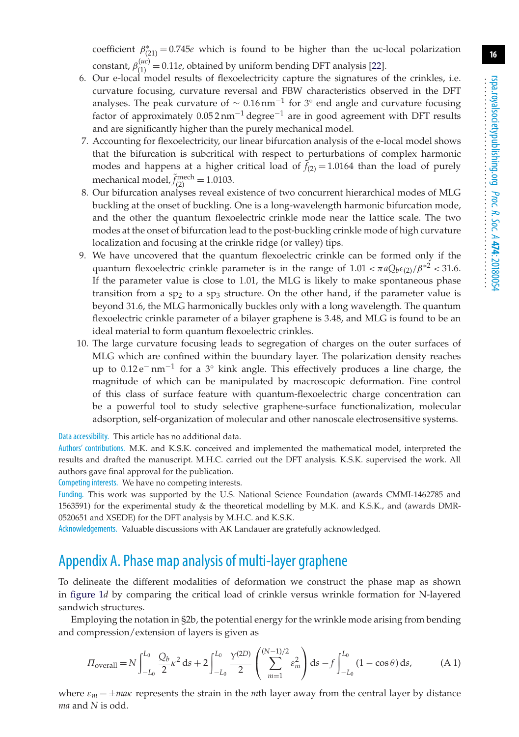coefficient $\beta^{*}_{(21)} = 0.745e$ which is found to be higher than the uc-local polarization constant, $\beta^{(uc)}_{(1)} = 0.11e$, obtained by uniform bending DFT analysis [22].

6. Our e-local model results of flexoelectricity capture the signatures of the crinkles, i.e. curvature focusing, curvature reversal and FBW characteristics observed in the DFT analyses. The peak curvature of $\sim 0.16\,\mathrm{nm}^{-1}$ for 3° end angle and curvature focusing factor of approximately $0.052\,\mathrm{nm}^{-1}\,\mathrm{degree}^{-1}$ are in good agreement with DFT results and are significantly higher than the purely mechanical model.
7. Accounting for flexoelectricity, our linear bifurcation analysis of the e-local model shows that the bifurcation is subcritical with respect to perturbations of complex harmonic modes and happens at a higher critical load of $\tilde{f}_{(2)} = 1.0164$ than the load of purely mechanical model, $\tilde{f}^{\mathrm{mech}}_{(2)} = 1.0103$.
8. Our bifurcation analyses reveal existence of two concurrent hierarchical modes of MLG buckling at the onset of buckling. One is a long-wavelength harmonic bifurcation mode, and the other the quantum flexoelectric crinkle mode near the lattice scale. The two modes at the onset of bifurcation lead to the post-buckling crinkle mode of high curvature localization and focusing at the crinkle ridge (or valley) tips.
9. We have uncovered that the quantum flexoelectric crinkle can be formed only if the quantum flexoelectric crinkle parameter is in the range of $1.01 < \pi a Q_b \epsilon_{(2)}/\beta^{*2} < 31.6$. If the parameter value is close to 1.01, the MLG is likely to make spontaneous phase transition from a $sp_2$ to a $sp_3$ structure. On the other hand, if the parameter value is beyond 31.6, the MLG harmonically buckles only with a long wavelength. The quantum flexoelectric crinkle parameter of a bilayer graphene is 3.48, and MLG is found to be an ideal material to form quantum flexoelectric crinkles.
10. The large curvature focusing leads to segregation of charges on the outer surfaces of MLG which are confined within the boundary layer. The polarization density reaches up to $0.12\,\mathrm{e}^{-}\,\mathrm{nm}^{-1}$ for a 3° kink angle. This effectively produces a line charge, the magnitude of which can be manipulated by macroscopic deformation. Fine control of this class of surface feature with quantum-flexoelectric charge concentration can be a powerful tool to study selective graphene-surface functionalization, molecular adsorption, self-organization of molecular and other nanoscale electrosensitive systems.

Data accessibility. This article has no additional data.

Authors' contributions. M.K. and K.S.K. conceived and implemented the mathematical model, interpreted the results and drafted the manuscript. M.H.C. carried out the DFT analysis. K.S.K. supervised the work. All authors gave final approval for the publication.

Competing interests. We have no competing interests.

Funding. This work was supported by the U.S. National Science Foundation (awards CMMI-1462785 and 1563591) for the experimental study & the theoretical modelling by M.K. and K.S.K., and (awards DMR-0520651 and XSEDE) for the DFT analysis by M.H.C. and K.S.K.

Acknowledgements. Valuable discussions with AK Landauer are gratefully acknowledged.

# Appendix A. Phase map analysis of multi-layer graphene

To delineate the different modalities of deformation we construct the phase map as shown in figure 1*d* by comparing the critical load of crinkle versus wrinkle formation for N-layered sandwich structures.

Employing the notation in §2b, the potential energy for the wrinkle mode arising from bending and compression/extension of layers is given as

$$\Pi_{\mathrm{overall}} = N \int_{-L_0}^{L_0} \frac{Q_b}{2} \kappa^2 \,\mathrm{d}s + 2 \int_{-L_0}^{L_0} \frac{Y^{(2D)}}{2} \left( \sum_{m=1}^{(N-1)/2} \varepsilon_m^2 \right) \mathrm{d}s - f \int_{-L_0}^{L_0} (1 - \cos\theta)\,\mathrm{d}s, \tag{A 1}$$

where $\varepsilon_m = \pm m a \kappa$ represents the strain in the $m$th layer away from the central layer by distance $ma$ and $N$ is odd.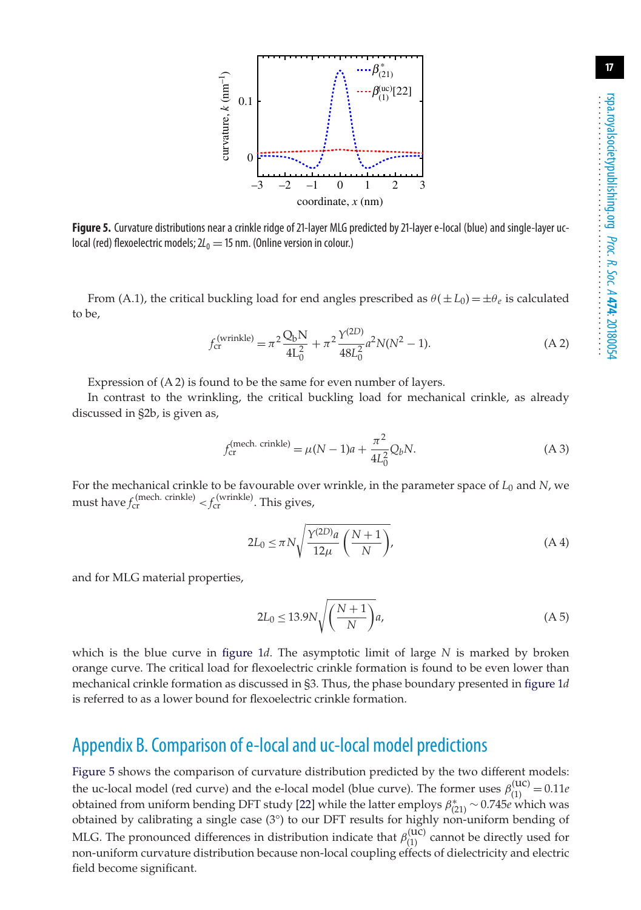**Figure 5.** Curvature distributions near a crinkle ridge of 21-layer MLG predicted by 21-layer e-local (blue) and single-layer uc-local (red) flexoelectric models; $2L_0 = 15$ nm. (Online version in colour.)

From (A.1), the critical buckling load for end angles prescribed as $\theta(\pm L_0) = \pm\theta_e$ is calculated to be,

$$f_{\rm cr}^{\rm (wrinkle)} = \pi^2 \frac{Q_b N}{4L_0^2} + \pi^2 \frac{Y^{(2D)}}{48L_0^2} a^2 N(N^2 - 1). \tag{A 2}$$

Expression of (A 2) is found to be the same for even number of layers.

In contrast to the wrinkling, the critical buckling load for mechanical crinkle, as already discussed in §2b, is given as,

$$f_{\rm cr}^{\rm (mech.\ crinkle)} = \mu(N-1)a + \frac{\pi^2}{4L_0^2} Q_b N. \tag{A 3}$$

For the mechanical crinkle to be favourable over wrinkle, in the parameter space of $L_0$ and $N$, we must have $f_{\rm cr}^{\rm (mech.\ crinkle)} < f_{\rm cr}^{\rm (wrinkle)}$. This gives,

$$2L_0 \leq \pi N \sqrt{\frac{Y^{(2D)} a}{12\mu} \left(\frac{N+1}{N}\right)}, \tag{A 4}$$

and for MLG material properties,

$$2L_0 \leq 13.9N \sqrt{\left(\frac{N+1}{N}\right)} a, \tag{A 5}$$

which is the blue curve in figure 1*d*. The asymptotic limit of large $N$ is marked by broken orange curve. The critical load for flexoelectric crinkle formation is found to be even lower than mechanical crinkle formation as discussed in §3. Thus, the phase boundary presented in figure 1*d* is referred to as a lower bound for flexoelectric crinkle formation.

## Appendix B. Comparison of e-local and uc-local model predictions

Figure 5 shows the comparison of curvature distribution predicted by the two different models: the uc-local model (red curve) and the e-local model (blue curve). The former uses $\beta_{(1)}^{\rm (uc)} = 0.11e$ obtained from uniform bending DFT study [22] while the latter employs $\beta_{(21)}^{*} \sim 0.745e$ which was obtained by calibrating a single case (3°) to our DFT results for highly non-uniform bending of MLG. The pronounced differences in distribution indicate that $\beta_{(1)}^{\rm (uc)}$ cannot be directly used for non-uniform curvature distribution because non-local coupling effects of dielectricity and electric field become significant.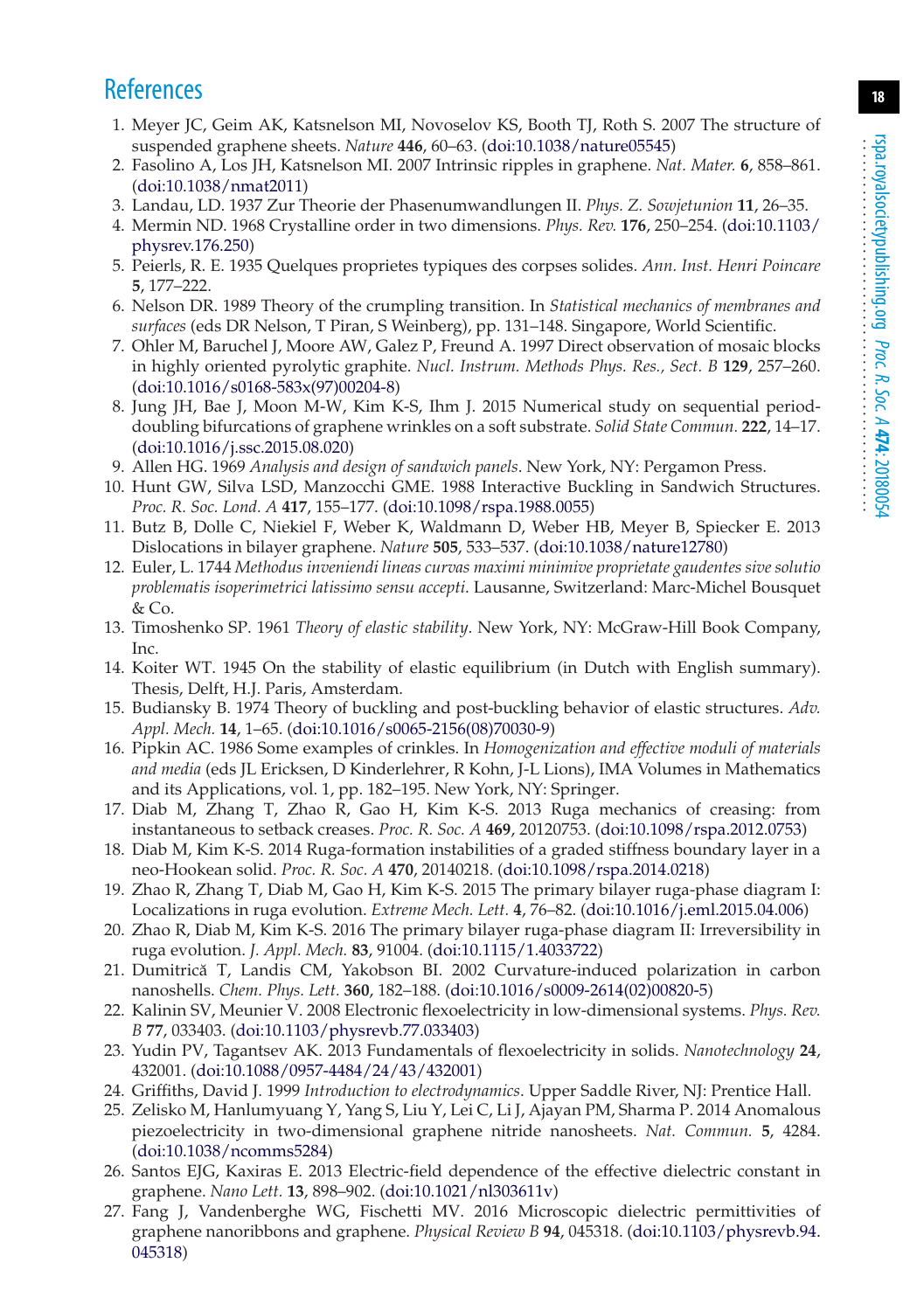## References

1. Meyer JC, Geim AK, Katsnelson MI, Novoselov KS, Booth TJ, Roth S. 2007 The structure of suspended graphene sheets. *Nature* **446**, 60–63. (doi:10.1038/nature05545)
2. Fasolino A, Los JH, Katsnelson MI. 2007 Intrinsic ripples in graphene. *Nat. Mater.* **6**, 858–861. (doi:10.1038/nmat2011)
3. Landau, LD. 1937 Zur Theorie der Phasenumwandlungen II. *Phys. Z. Sowjetunion* **11**, 26–35.
4. Mermin ND. 1968 Crystalline order in two dimensions. *Phys. Rev.* **176**, 250–254. (doi:10.1103/physrev.176.250)
5. Peierls, R. E. 1935 Quelques proprietes typiques des corpses solides. *Ann. Inst. Henri Poincare* **5**, 177–222.
6. Nelson DR. 1989 Theory of the crumpling transition. In *Statistical mechanics of membranes and surfaces* (eds DR Nelson, T Piran, S Weinberg), pp. 131–148. Singapore, World Scientific.
7. Ohler M, Baruchel J, Moore AW, Galez P, Freund A. 1997 Direct observation of mosaic blocks in highly oriented pyrolytic graphite. *Nucl. Instrum. Methods Phys. Res., Sect. B* **129**, 257–260. (doi:10.1016/s0168-583x(97)00204-8)
8. Jung JH, Bae J, Moon M-W, Kim K-S, Ihm J. 2015 Numerical study on sequential period-doubling bifurcations of graphene wrinkles on a soft substrate. *Solid State Commun.* **222**, 14–17. (doi:10.1016/j.ssc.2015.08.020)
9. Allen HG. 1969 *Analysis and design of sandwich panels*. New York, NY: Pergamon Press.
10. Hunt GW, Silva LSD, Manzocchi GME. 1988 Interactive Buckling in Sandwich Structures. *Proc. R. Soc. Lond. A* **417**, 155–177. (doi:10.1098/rspa.1988.0055)
11. Butz B, Dolle C, Niekiel F, Weber K, Waldmann D, Weber HB, Meyer B, Spiecker E. 2013 Dislocations in bilayer graphene. *Nature* **505**, 533–537. (doi:10.1038/nature12780)
12. Euler, L. 1744 *Methodus inveniendi lineas curvas maximi minimive proprietate gaudentes sive solutio problematis isoperimetrici latissimo sensu accepti*. Lausanne, Switzerland: Marc-Michel Bousquet & Co.
13. Timoshenko SP. 1961 *Theory of elastic stability*. New York, NY: McGraw-Hill Book Company, Inc.
14. Koiter WT. 1945 On the stability of elastic equilibrium (in Dutch with English summary). Thesis, Delft, H.J. Paris, Amsterdam.
15. Budiansky B. 1974 Theory of buckling and post-buckling behavior of elastic structures. *Adv. Appl. Mech.* **14**, 1–65. (doi:10.1016/s0065-2156(08)70030-9)
16. Pipkin AC. 1986 Some examples of crinkles. In *Homogenization and effective moduli of materials and media* (eds JL Ericksen, D Kinderlehrer, R Kohn, J-L Lions), IMA Volumes in Mathematics and its Applications, vol. 1, pp. 182–195. New York, NY: Springer.
17. Diab M, Zhang T, Zhao R, Gao H, Kim K-S. 2013 Ruga mechanics of creasing: from instantaneous to setback creases. *Proc. R. Soc. A* **469**, 20120753. (doi:10.1098/rspa.2012.0753)
18. Diab M, Kim K-S. 2014 Ruga-formation instabilities of a graded stiffness boundary layer in a neo-Hookean solid. *Proc. R. Soc. A* **470**, 20140218. (doi:10.1098/rspa.2014.0218)
19. Zhao R, Zhang T, Diab M, Gao H, Kim K-S. 2015 The primary bilayer ruga-phase diagram I: Localizations in ruga evolution. *Extreme Mech. Lett.* **4**, 76–82. (doi:10.1016/j.eml.2015.04.006)
20. Zhao R, Diab M, Kim K-S. 2016 The primary bilayer ruga-phase diagram II: Irreversibility in ruga evolution. *J. Appl. Mech.* **83**, 91004. (doi:10.1115/1.4033722)
21. Dumitrică T, Landis CM, Yakobson BI. 2002 Curvature-induced polarization in carbon nanoshells. *Chem. Phys. Lett.* **360**, 182–188. (doi:10.1016/s0009-2614(02)00820-5)
22. Kalinin SV, Meunier V. 2008 Electronic flexoelectricity in low-dimensional systems. *Phys. Rev. B* **77**, 033403. (doi:10.1103/physrevb.77.033403)
23. Yudin PV, Tagantsev AK. 2013 Fundamentals of flexoelectricity in solids. *Nanotechnology* **24**, 432001. (doi:10.1088/0957-4484/24/43/432001)
24. Griffiths, David J. 1999 *Introduction to electrodynamics*. Upper Saddle River, NJ: Prentice Hall.
25. Zelisko M, Hanlumyuang Y, Yang S, Liu Y, Lei C, Li J, Ajayan PM, Sharma P. 2014 Anomalous piezoelectricity in two-dimensional graphene nitride nanosheets. *Nat. Commun.* **5**, 4284. (doi:10.1038/ncomms5284)
26. Santos EJG, Kaxiras E. 2013 Electric-field dependence of the effective dielectric constant in graphene. *Nano Lett.* **13**, 898–902. (doi:10.1021/nl303611v)
27. Fang J, Vandenberghe WG, Fischetti MV. 2016 Microscopic dielectric permittivities of graphene nanoribbons and graphene. *Physical Review B* **94**, 045318. (doi:10.1103/physrevb.94.045318)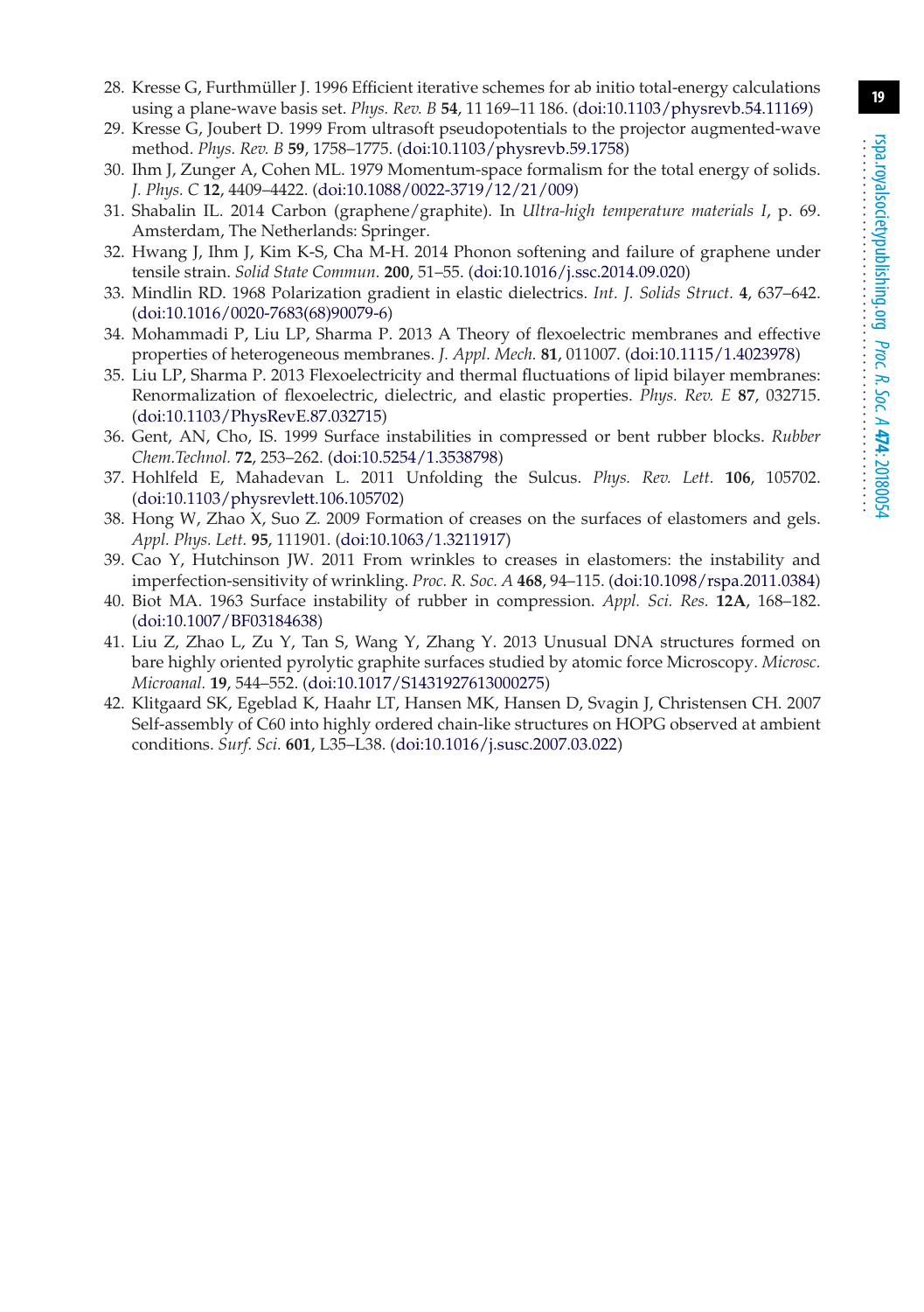28. Kresse G, Furthmüller J. 1996 Efficient iterative schemes for ab initio total-energy calculations using a plane-wave basis set. *Phys. Rev. B* **54**, 11 169–11 186. (doi:10.1103/physrevb.54.11169)
29. Kresse G, Joubert D. 1999 From ultrasoft pseudopotentials to the projector augmented-wave method. *Phys. Rev. B* **59**, 1758–1775. (doi:10.1103/physrevb.59.1758)
30. Ihm J, Zunger A, Cohen ML. 1979 Momentum-space formalism for the total energy of solids. *J. Phys. C* **12**, 4409–4422. (doi:10.1088/0022-3719/12/21/009)
31. Shabalin IL. 2014 Carbon (graphene/graphite). In *Ultra-high temperature materials I*, p. 69. Amsterdam, The Netherlands: Springer.
32. Hwang J, Ihm J, Kim K-S, Cha M-H. 2014 Phonon softening and failure of graphene under tensile strain. *Solid State Commun.* **200**, 51–55. (doi:10.1016/j.ssc.2014.09.020)
33. Mindlin RD. 1968 Polarization gradient in elastic dielectrics. *Int. J. Solids Struct.* **4**, 637–642. (doi:10.1016/0020-7683(68)90079-6)
34. Mohammadi P, Liu LP, Sharma P. 2013 A Theory of flexoelectric membranes and effective properties of heterogeneous membranes. *J. Appl. Mech.* **81**, 011007. (doi:10.1115/1.4023978)
35. Liu LP, Sharma P. 2013 Flexoelectricity and thermal fluctuations of lipid bilayer membranes: Renormalization of flexoelectric, dielectric, and elastic properties. *Phys. Rev. E* **87**, 032715. (doi:10.1103/PhysRevE.87.032715)
36. Gent, AN, Cho, IS. 1999 Surface instabilities in compressed or bent rubber blocks. *Rubber Chem.Technol.* **72**, 253–262. (doi:10.5254/1.3538798)
37. Hohlfeld E, Mahadevan L. 2011 Unfolding the Sulcus. *Phys. Rev. Lett.* **106**, 105702. (doi:10.1103/physrevlett.106.105702)
38. Hong W, Zhao X, Suo Z. 2009 Formation of creases on the surfaces of elastomers and gels. *Appl. Phys. Lett.* **95**, 111901. (doi:10.1063/1.3211917)
39. Cao Y, Hutchinson JW. 2011 From wrinkles to creases in elastomers: the instability and imperfection-sensitivity of wrinkling. *Proc. R. Soc. A* **468**, 94–115. (doi:10.1098/rspa.2011.0384)
40. Biot MA. 1963 Surface instability of rubber in compression. *Appl. Sci. Res.* **12A**, 168–182. (doi:10.1007/BF03184638)
41. Liu Z, Zhao L, Zu Y, Tan S, Wang Y, Zhang Y. 2013 Unusual DNA structures formed on bare highly oriented pyrolytic graphite surfaces studied by atomic force Microscopy. *Microsc. Microanal.* **19**, 544–552. (doi:10.1017/S1431927613000275)
42. Klitgaard SK, Egeblad K, Haahr LT, Hansen MK, Hansen D, Svagin J, Christensen CH. 2007 Self-assembly of C60 into highly ordered chain-like structures on HOPG observed at ambient conditions. *Surf. Sci.* **601**, L35–L38. (doi:10.1016/j.susc.2007.03.022)